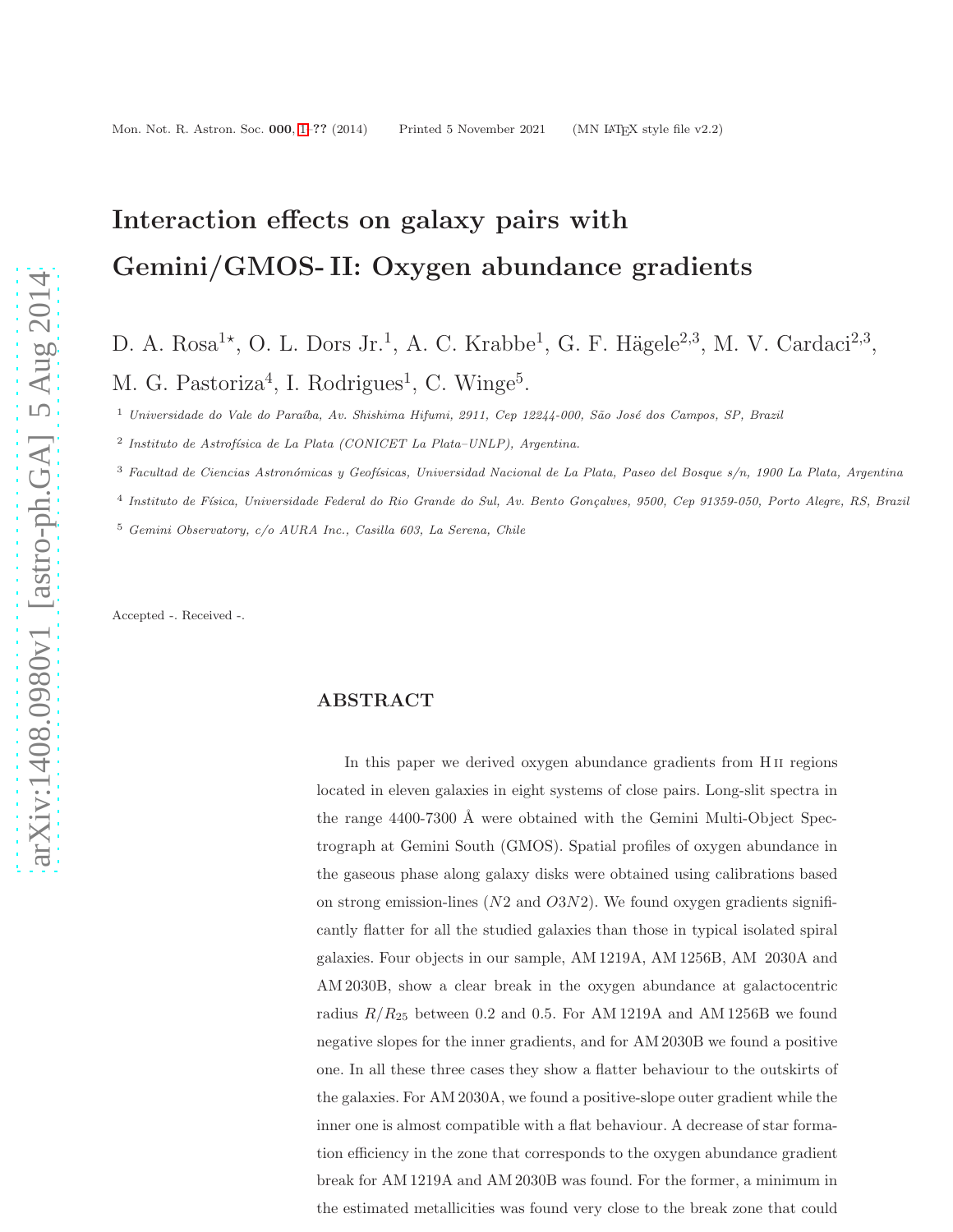# Interaction effects on galaxy pairs with Gemini/GMOS- II: Oxygen abundance gradients

D. A. Rosa[1⋆], O. L. Dors Jr.[1], A. C. Krabbe[1], G. F. Hägele[2,3], M. V. Cardaci[2,3], M. G. Pastoriza[4], I. Rodrigues[1], C. Winge[5].

[1] *Universidade do Vale do Paraíba, Av. Shishima Hifumi, 2911, Cep 12244-000, São José dos Campos, SP, Brazil*

[2] *Instituto de Astrofísica de La Plata (CONICET La Plata–UNLP), Argentina.*

[3] *Facultad de Ciencias Astronómicas y Geofísicas, Universidad Nacional de La Plata, Paseo del Bosque s/n, 1900 La Plata, Argentina*

[4] *Instituto de Física, Universidade Federal do Rio Grande do Sul, Av. Bento Gonçalves, 9500, Cep 91359-050, Porto Alegre, RS, Brazil*

[5] *Gemini Observatory, c/o AURA Inc., Casilla 603, La Serena, Chile*

Accepted -. Received -.

## ABSTRACT

In this paper we derived oxygen abundance gradients from H II regions located in eleven galaxies in eight systems of close pairs. Long-slit spectra in the range 4400-7300 Å were obtained with the Gemini Multi-Object Spectrograph at Gemini South (GMOS). Spatial profiles of oxygen abundance in the gaseous phase along galaxy disks were obtained using calibrations based on strong emission-lines ($N2$ and $O3N2$). We found oxygen gradients significantly flatter for all the studied galaxies than those in typical isolated spiral galaxies. Four objects in our sample, AM 1219A, AM 1256B, AM 2030A and AM 2030B, show a clear break in the oxygen abundance at galactocentric radius $R/R_{25}$ between 0.2 and 0.5. For AM 1219A and AM 1256B we found negative slopes for the inner gradients, and for AM 2030B we found a positive one. In all these three cases they show a flatter behaviour to the outskirts of the galaxies. For AM 2030A, we found a positive-slope outer gradient while the inner one is almost compatible with a flat behaviour. A decrease of star formation efficiency in the zone that corresponds to the oxygen abundance gradient break for AM 1219A and AM 2030B was found. For the former, a minimum in the estimated metallicities was found very close to the break zone that could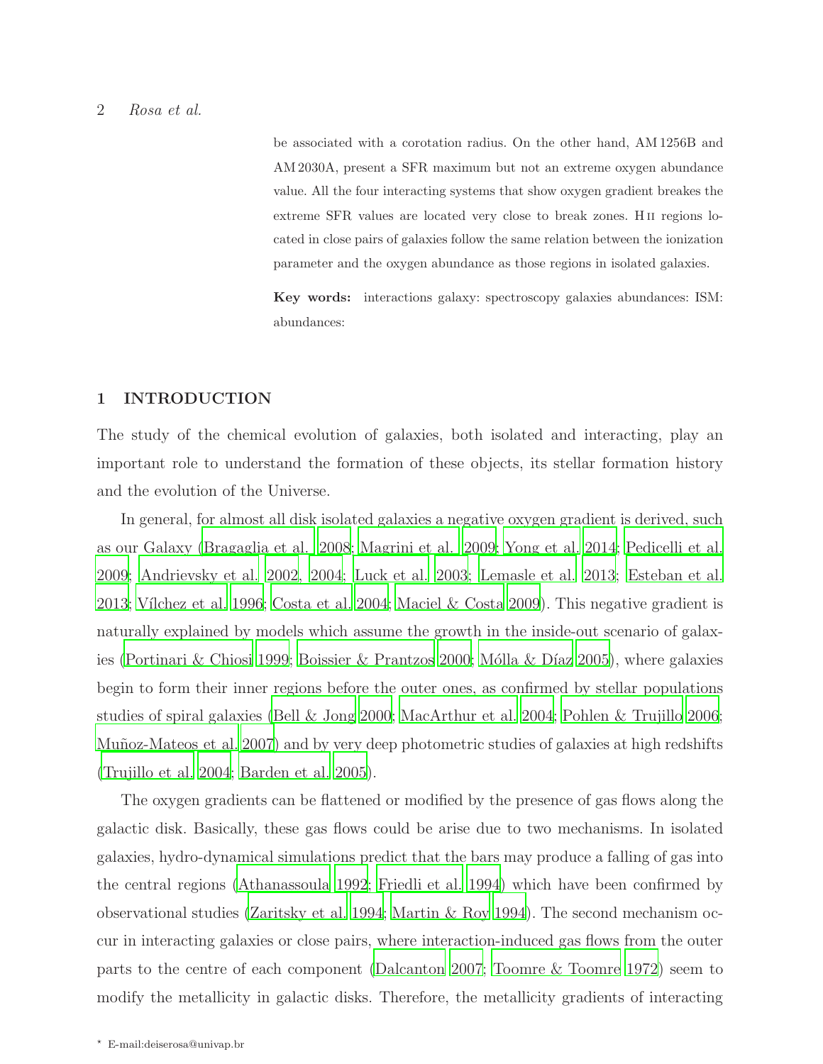be associated with a corotation radius. On the other hand, AM 1256B and AM 2030A, present a SFR maximum but not an extreme oxygen abundance value. All the four interacting systems that show oxygen gradient breakes the extreme SFR values are located very close to break zones. H II regions located in close pairs of galaxies follow the same relation between the ionization parameter and the oxygen abundance as those regions in isolated galaxies.

**Key words:** interactions galaxy: spectroscopy galaxies abundances: ISM: abundances:

## 1 INTRODUCTION

The study of the chemical evolution of galaxies, both isolated and interacting, play an important role to understand the formation of these objects, its stellar formation history and the evolution of the Universe.

In general, for almost all disk isolated galaxies a negative oxygen gradient is derived, such as our Galaxy (Bragaglia et al. 2008; Magrini et al. 2009; Yong et al. 2014; Pedicelli et al. 2009; Andrievsky et al. 2002, 2004; Luck et al. 2003; Lemasle et al. 2013; Esteban et al. 2013; Vílchez et al. 1996; Costa et al. 2004; Maciel & Costa 2009). This negative gradient is naturally explained by models which assume the growth in the inside-out scenario of galaxies (Portinari & Chiosi 1999; Boissier & Prantzos 2000; Mólla & Díaz 2005), where galaxies begin to form their inner regions before the outer ones, as confirmed by stellar populations studies of spiral galaxies (Bell & Jong 2000; MacArthur et al. 2004; Pohlen & Trujillo 2006; Muñoz-Mateos et al. 2007) and by very deep photometric studies of galaxies at high redshifts (Trujillo et al. 2004; Barden et al. 2005).

The oxygen gradients can be flattened or modified by the presence of gas flows along the galactic disk. Basically, these gas flows could be arise due to two mechanisms. In isolated galaxies, hydro-dynamical simulations predict that the bars may produce a falling of gas into the central regions (Athanassoula 1992; Friedli et al. 1994) which have been confirmed by observational studies (Zaritsky et al. 1994; Martin & Roy 1994). The second mechanism occur in interacting galaxies or close pairs, where interaction-induced gas flows from the outer parts to the centre of each component (Dalcanton 2007; Toomre & Toomre 1972) seem to modify the metallicity in galactic disks. Therefore, the metallicity gradients of interacting

* E-mail:deiserosa@univap.br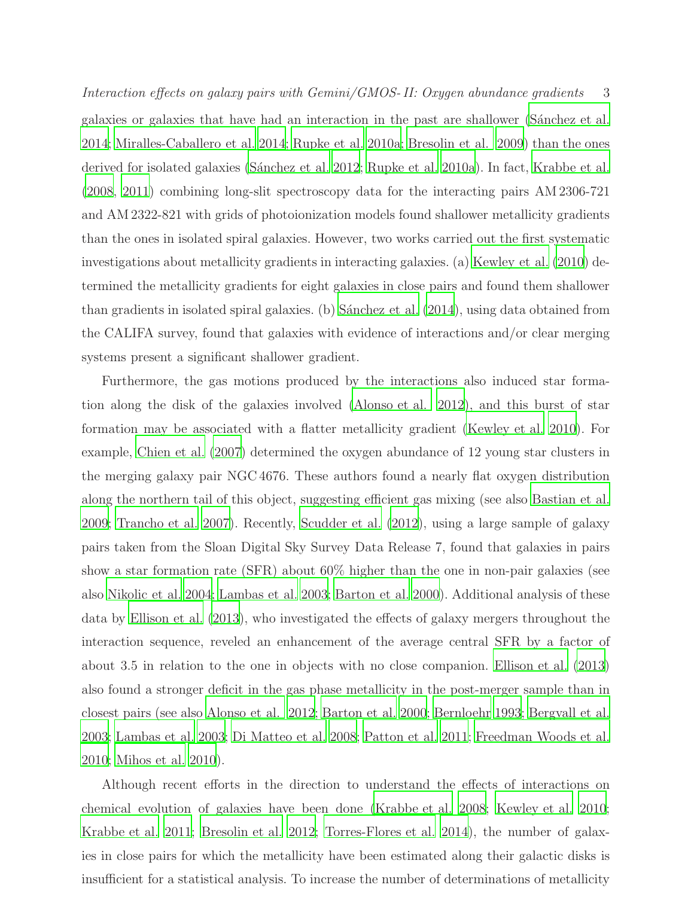galaxies or galaxies that have had an interaction in the past are shallower (Sánchez et al. 2014; Miralles-Caballero et al. 2014; Rupke et al. 2010a; Bresolin et al. 2009) than the ones derived for isolated galaxies (Sánchez et al. 2012; Rupke et al. 2010a). In fact, Krabbe et al. (2008, 2011) combining long-slit spectroscopy data for the interacting pairs AM 2306-721 and AM 2322-821 with grids of photoionization models found shallower metallicity gradients than the ones in isolated spiral galaxies. However, two works carried out the first systematic investigations about metallicity gradients in interacting galaxies. (a) Kewley et al. (2010) determined the metallicity gradients for eight galaxies in close pairs and found them shallower than gradients in isolated spiral galaxies. (b) Sánchez et al. (2014), using data obtained from the CALIFA survey, found that galaxies with evidence of interactions and/or clear merging systems present a significant shallower gradient.

Furthermore, the gas motions produced by the interactions also induced star formation along the disk of the galaxies involved (Alonso et al. 2012), and this burst of star formation may be associated with a flatter metallicity gradient (Kewley et al. 2010). For example, Chien et al. (2007) determined the oxygen abundance of 12 young star clusters in the merging galaxy pair NGC 4676. These authors found a nearly flat oxygen distribution along the northern tail of this object, suggesting efficient gas mixing (see also Bastian et al. 2009; Trancho et al. 2007). Recently, Scudder et al. (2012), using a large sample of galaxy pairs taken from the Sloan Digital Sky Survey Data Release 7, found that galaxies in pairs show a star formation rate (SFR) about 60% higher than the one in non-pair galaxies (see also Nikolic et al. 2004; Lambas et al. 2003; Barton et al. 2000). Additional analysis of these data by Ellison et al. (2013), who investigated the effects of galaxy mergers throughout the interaction sequence, reveled an enhancement of the average central SFR by a factor of about 3.5 in relation to the one in objects with no close companion. Ellison et al. (2013) also found a stronger deficit in the gas phase metallicity in the post-merger sample than in closest pairs (see also Alonso et al. 2012; Barton et al. 2000; Bernloehr 1993; Bergvall et al. 2003; Lambas et al. 2003; Di Matteo et al. 2008; Patton et al. 2011; Freedman Woods et al. 2010; Mihos et al. 2010).

Although recent efforts in the direction to understand the effects of interactions on chemical evolution of galaxies have been done (Krabbe et al. 2008; Kewley et al. 2010; Krabbe et al. 2011; Bresolin et al. 2012; Torres-Flores et al. 2014), the number of galaxies in close pairs for which the metallicity have been estimated along their galactic disks is insufficient for a statistical analysis. To increase the number of determinations of metallicity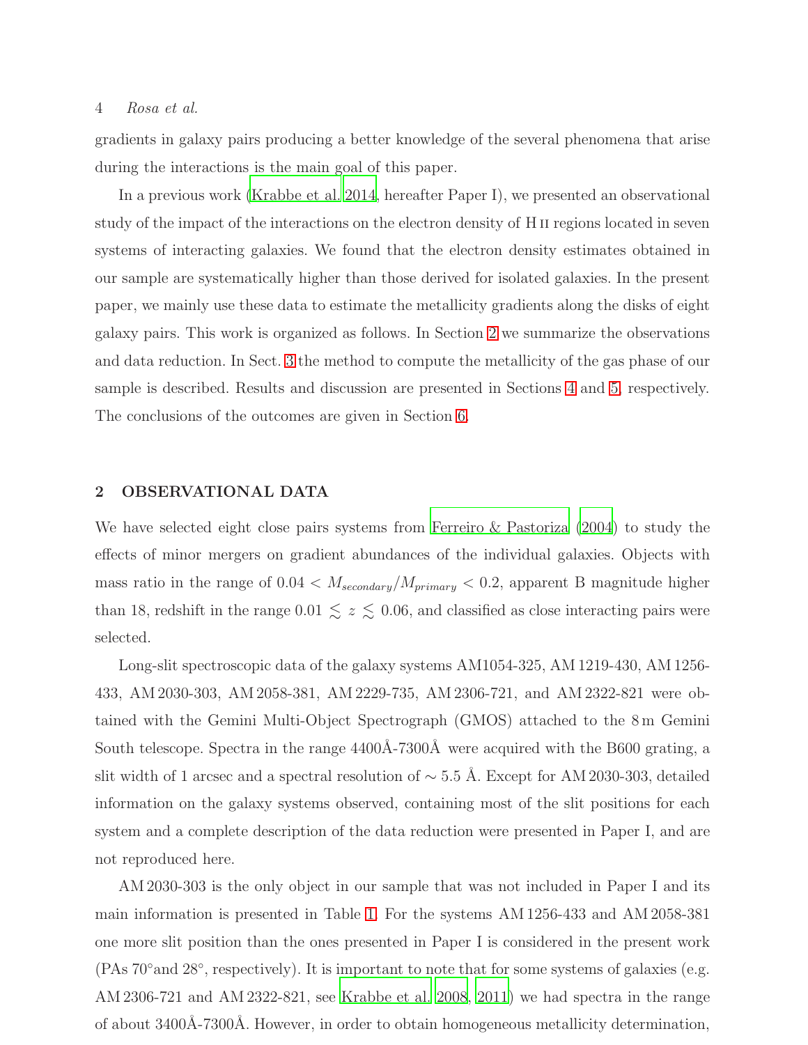gradients in galaxy pairs producing a better knowledge of the several phenomena that arise during the interactions is the main goal of this paper.

In a previous work (Krabbe et al. 2014, hereafter Paper I), we presented an observational study of the impact of the interactions on the electron density of H II regions located in seven systems of interacting galaxies. We found that the electron density estimates obtained in our sample are systematically higher than those derived for isolated galaxies. In the present paper, we mainly use these data to estimate the metallicity gradients along the disks of eight galaxy pairs. This work is organized as follows. In Section 2 we summarize the observations and data reduction. In Sect. 3 the method to compute the metallicity of the gas phase of our sample is described. Results and discussion are presented in Sections 4 and 5, respectively. The conclusions of the outcomes are given in Section 6.

## 2 OBSERVATIONAL DATA

We have selected eight close pairs systems from Ferreiro & Pastoriza (2004) to study the effects of minor mergers on gradient abundances of the individual galaxies. Objects with mass ratio in the range of $0.04 < M_{secondary}/M_{primary} < 0.2$, apparent B magnitude higher than 18, redshift in the range $0.01 \lesssim z \lesssim 0.06$, and classified as close interacting pairs were selected.

Long-slit spectroscopic data of the galaxy systems AM1054-325, AM 1219-430, AM 1256-433, AM 2030-303, AM 2058-381, AM 2229-735, AM 2306-721, and AM 2322-821 were obtained with the Gemini Multi-Object Spectrograph (GMOS) attached to the 8 m Gemini South telescope. Spectra in the range 4400Å-7300Å were acquired with the B600 grating, a slit width of 1 arcsec and a spectral resolution of $\sim 5.5$ Å. Except for AM 2030-303, detailed information on the galaxy systems observed, containing most of the slit positions for each system and a complete description of the data reduction were presented in Paper I, and are not reproduced here.

AM 2030-303 is the only object in our sample that was not included in Paper I and its main information is presented in Table 1. For the systems AM 1256-433 and AM 2058-381 one more slit position than the ones presented in Paper I is considered in the present work (PAs 70°and 28°, respectively). It is important to note that for some systems of galaxies (e.g. AM 2306-721 and AM 2322-821, see Krabbe et al. 2008, 2011) we had spectra in the range of about 3400Å-7300Å. However, in order to obtain homogeneous metallicity determination,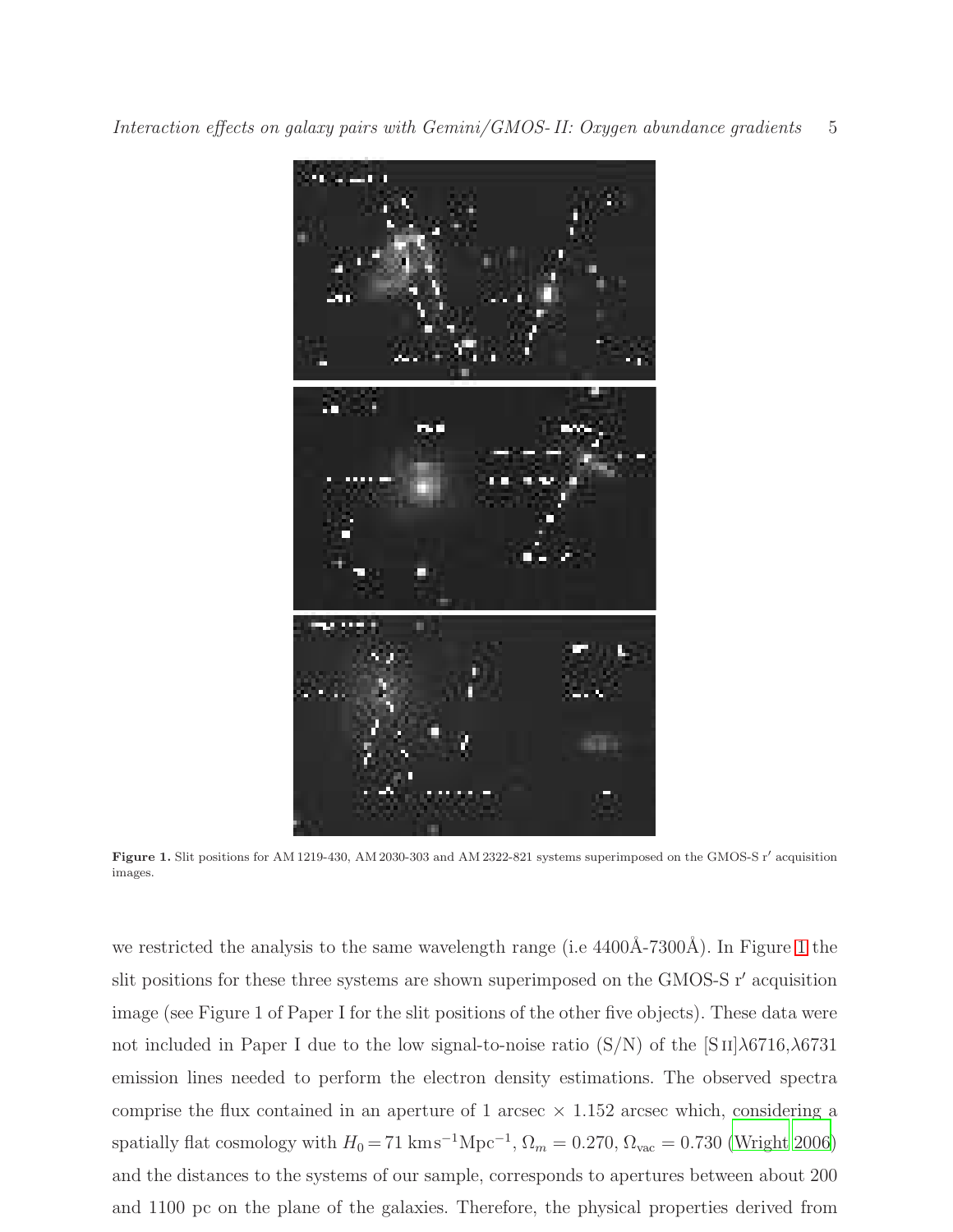**Figure 1.** Slit positions for AM 1219-430, AM 2030-303 and AM 2322-821 systems superimposed on the GMOS-S r′ acquisition images.

we restricted the analysis to the same wavelength range (i.e 4400Å-7300Å). In Figure 1 the slit positions for these three systems are shown superimposed on the GMOS-S r′ acquisition image (see Figure 1 of Paper I for the slit positions of the other five objects). These data were not included in Paper I due to the low signal-to-noise ratio (S/N) of the [S II]λ6716,λ6731 emission lines needed to perform the electron density estimations. The observed spectra comprise the flux contained in an aperture of 1 arcsec × 1.152 arcsec which, considering a spatially flat cosmology with $H_0 = 71$ km$\,$s$^{-1}$Mpc$^{-1}$, $\Omega_m = 0.270$, $\Omega_{\rm vac} = 0.730$ (Wright 2006) and the distances to the systems of our sample, corresponds to apertures between about 200 and 1100 pc on the plane of the galaxies. Therefore, the physical properties derived from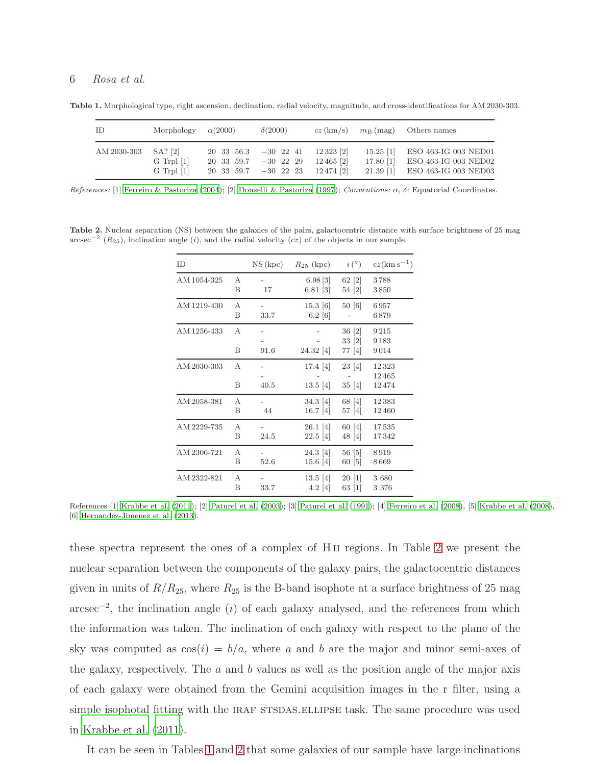**Table 1.** Morphological type, right ascension, declination, radial velocity, magnitude, and cross-identifications for AM 2030-303.

| ID | Morphology | $\alpha$(2000) | $\delta$(2000) | $cz$ (km/s) | $m_{\rm B}$ (mag) | Others names |
|---|---|---|---|---|---|---|
| AM 2030-303 | SA? [2] | 20 33 56.3 | −30 22 41 | 12 323 [2] | 15.25 [1] | ESO 463-IG 003 NED01 |
| | G Trpl [1] | 20 33 59.7 | −30 22 29 | 12 465 [2] | 17.80 [1] | ESO 463-IG 003 NED02 |
| | G Trpl [1] | 20 33 59.7 | −30 22 23 | 12 474 [2] | 21.39 [1] | ESO 463-IG 003 NED03 |

*References:* [1] Ferreiro & Pastoriza (2004); [2] Donzelli & Pastoriza (1997); *Conventions:* $\alpha$, $\delta$: Equatorial Coordinates.

**Table 2.** Nuclear separation (NS) between the galaxies of the pairs, galactocentric distance with surface brightness of 25 mag arcsec$^{-2}$ ($R_{25}$), inclination angle ($i$), and the radial velocity ($cz$) of the objects in our sample.

| ID | | NS (kpc) | $R_{25}$ (kpc) | $i$ (°) | $cz$(km s$^{-1}$) |
|---|---|---|---|---|---|
| AM 1054-325 | A | - | 6.98 [3] | 62 [2] | 3 788 |
| | B | 17 | 6.81 [3] | 54 [2] | 3 850 |
| AM 1219-430 | A | - | 15.3 [6] | 50 [6] | 6 957 |
| | B | 33.7 | 6.2 [6] | - | 6 879 |
| AM 1256-433 | A | - | - | 36 [2] | 9 215 |
| | | - | - | 33 [2] | 9 183 |
| | B | 91.6 | 24.32 [4] | 77 [4] | 9 014 |
| AM 2030-303 | A | - | 17.4 [4] | 23 [4] | 12 323 |
| | | - | - | - | 12 465 |
| | B | 40.5 | 13.5 [4] | 35 [4] | 12 474 |
| AM 2058-381 | A | - | 34.3 [4] | 68 [4] | 12 383 |
| | B | 44 | 16.7 [4] | 57 [4] | 12 460 |
| AM 2229-735 | A | - | 26.1 [4] | 60 [4] | 17 535 |
| | B | 24.5 | 22.5 [4] | 48 [4] | 17 342 |
| AM 2306-721 | A | - | 24.3 [4] | 56 [5] | 8 919 |
| | B | 52.6 | 15.6 [4] | 60 [5] | 8 669 |
| AM 2322-821 | A | - | 13.5 [4] | 20 [1] | 3 680 |
| | B | 33.7 | 4.2 [4] | 63 [1] | 3 376 |

References [1] Krabbe et al. (2011); [2] Paturel et al. (2003); [3] Paturel et al. (1991); [4] Ferreiro et al. (2008), [5] Krabbe et al. (2008), [6] Hernandez-Jimenez et al. (2013).

these spectra represent the ones of a complex of H II regions. In Table 2 we present the nuclear separation between the components of the galaxy pairs, the galactocentric distances given in units of $R/R_{25}$, where $R_{25}$ is the B-band isophote at a surface brightness of 25 mag arcsec$^{-2}$, the inclination angle ($i$) of each galaxy analysed, and the references from which the information was taken. The inclination of each galaxy with respect to the plane of the sky was computed as $\cos(i) = b/a$, where $a$ and $b$ are the major and minor semi-axes of the galaxy, respectively. The $a$ and $b$ values as well as the position angle of the major axis of each galaxy were obtained from the Gemini acquisition images in the r filter, using a simple isophotal fitting with the IRAF STSDAS.ELLIPSE task. The same procedure was used in Krabbe et al. (2011).

It can be seen in Tables 1 and 2 that some galaxies of our sample have large inclinations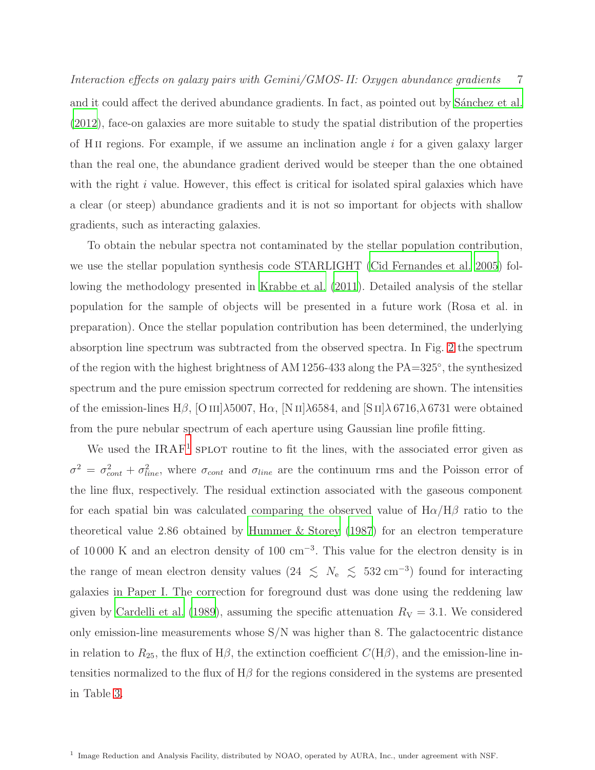and it could affect the derived abundance gradients. In fact, as pointed out by Sánchez et al. (2012), face-on galaxies are more suitable to study the spatial distribution of the properties of H II regions. For example, if we assume an inclination angle $i$ for a given galaxy larger than the real one, the abundance gradient derived would be steeper than the one obtained with the right $i$ value. However, this effect is critical for isolated spiral galaxies which have a clear (or steep) abundance gradients and it is not so important for objects with shallow gradients, such as interacting galaxies.

To obtain the nebular spectra not contaminated by the stellar population contribution, we use the stellar population synthesis code STARLIGHT (Cid Fernandes et al. 2005) following the methodology presented in Krabbe et al. (2011). Detailed analysis of the stellar population for the sample of objects will be presented in a future work (Rosa et al. in preparation). Once the stellar population contribution has been determined, the underlying absorption line spectrum was subtracted from the observed spectra. In Fig. 2 the spectrum of the region with the highest brightness of AM 1256-433 along the PA=325°, the synthesized spectrum and the pure emission spectrum corrected for reddening are shown. The intensities of the emission-lines H$\beta$, [O III]$\lambda$5007, H$\alpha$, [N II]$\lambda$6584, and [S II]$\lambda$6716,$\lambda$6731 were obtained from the pure nebular spectrum of each aperture using Gaussian line profile fitting.

We used the IRAF[1] SPLOT routine to fit the lines, with the associated error given as $\sigma^2 = \sigma^2_{cont} + \sigma^2_{line}$, where $\sigma_{cont}$ and $\sigma_{line}$ are the continuum rms and the Poisson error of the line flux, respectively. The residual extinction associated with the gaseous component for each spatial bin was calculated comparing the observed value of H$\alpha$/H$\beta$ ratio to the theoretical value 2.86 obtained by Hummer & Storey (1987) for an electron temperature of 10 000 K and an electron density of 100 cm$^{-3}$. This value for the electron density is in the range of mean electron density values ($24 \lesssim N_{\rm e} \lesssim 532\,{\rm cm}^{-3}$) found for interacting galaxies in Paper I. The correction for foreground dust was done using the reddening law given by Cardelli et al. (1989), assuming the specific attenuation $R_{\rm V} = 3.1$. We considered only emission-line measurements whose S/N was higher than 8. The galactocentric distance in relation to $R_{25}$, the flux of H$\beta$, the extinction coefficient $C$(H$\beta$), and the emission-line intensities normalized to the flux of H$\beta$ for the regions considered in the systems are presented in Table 3.

[1] Image Reduction and Analysis Facility, distributed by NOAO, operated by AURA, Inc., under agreement with NSF.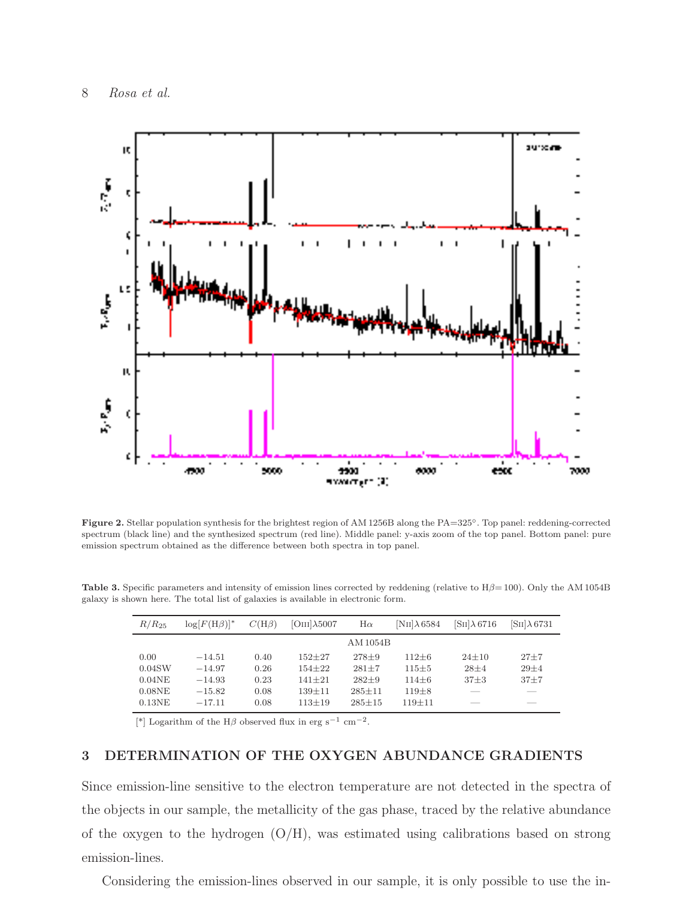**Figure 2.** Stellar population synthesis for the brightest region of AM 1256B along the PA=325°. Top panel: reddening-corrected spectrum (black line) and the synthesized spectrum (red line). Middle panel: y-axis zoom of the top panel. Bottom panel: pure emission spectrum obtained as the difference between both spectra in top panel.

**Table 3.** Specific parameters and intensity of emission lines corrected by reddening (relative to H$\beta$= 100). Only the AM 1054B galaxy is shown here. The total list of galaxies is available in electronic form.

| $R/R_{25}$ | $\log[F(\mathrm{H}\beta)]^*$ | $C(\mathrm{H}\beta)$ | [OIII]$\lambda$5007 | H$\alpha$ | [NII]$\lambda$6584 | [SII]$\lambda$6716 | [SII]$\lambda$6731 |
|---|---|---|---|---|---|---|---|
| | | | AM 1054B | | | | |
| 0.00 | −14.51 | 0.40 | 152±27 | 278±9 | 112±6 | 24±10 | 27±7 |
| 0.04SW | −14.97 | 0.26 | 154±22 | 281±7 | 115±5 | 28±4 | 29±4 |
| 0.04NE | −14.93 | 0.23 | 141±21 | 282±9 | 114±6 | 37±3 | 37±7 |
| 0.08NE | −15.82 | 0.08 | 139±11 | 285±11 | 119±8 | — | — |
| 0.13NE | −17.11 | 0.08 | 113±19 | 285±15 | 119±11 | — | — |

[*] Logarithm of the H$\beta$ observed flux in erg s$^{-1}$ cm$^{-2}$.

## 3 DETERMINATION OF THE OXYGEN ABUNDANCE GRADIENTS

Since emission-line sensitive to the electron temperature are not detected in the spectra of the objects in our sample, the metallicity of the gas phase, traced by the relative abundance of the oxygen to the hydrogen (O/H), was estimated using calibrations based on strong emission-lines.

Considering the emission-lines observed in our sample, it is only possible to use the in-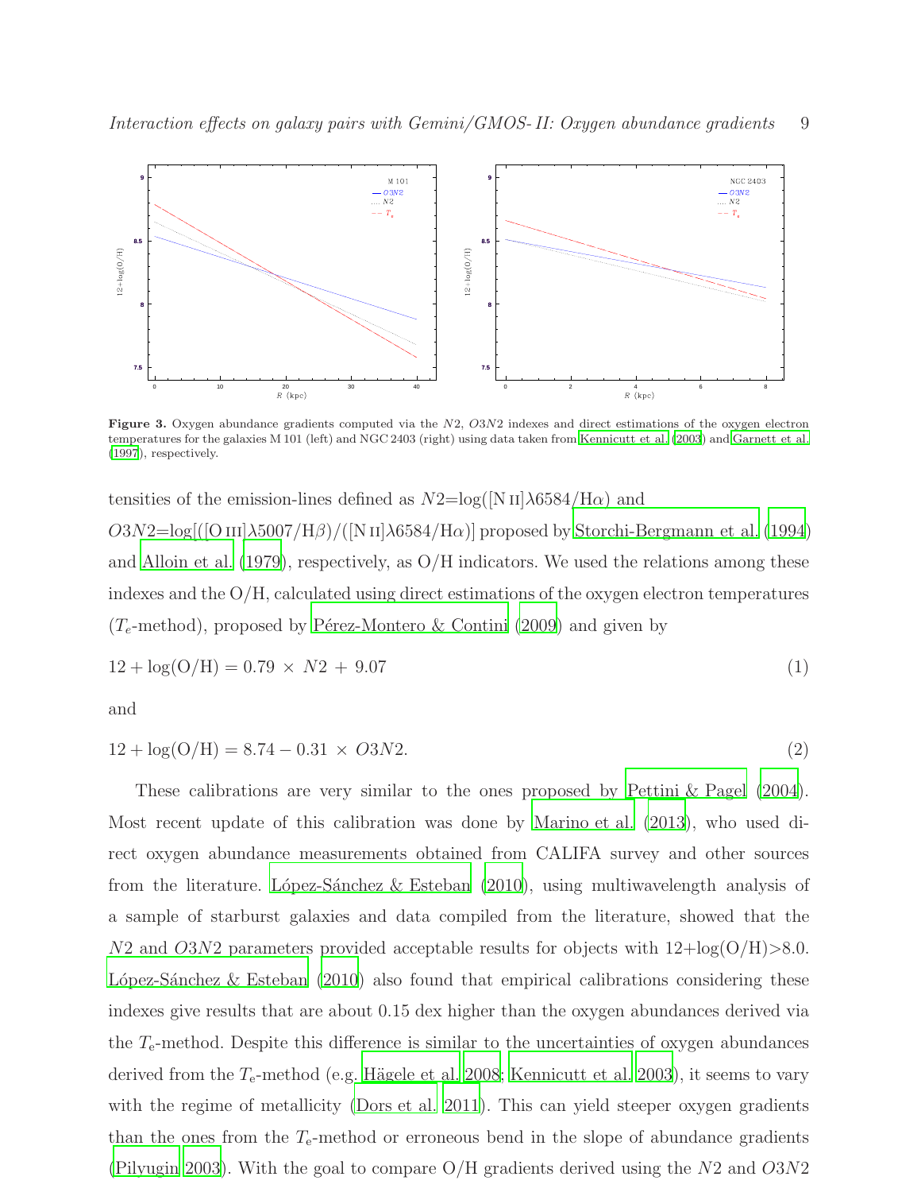**Figure 3.** Oxygen abundance gradients computed via the $N2$, $O3N2$ indexes and direct estimations of the oxygen electron temperatures for the galaxies M 101 (left) and NGC 2403 (right) using data taken from Kennicutt et al. (2003) and Garnett et al. (1997), respectively.

tensities of the emission-lines defined as $N2$=log([N II]$\lambda$6584/H$\alpha$) and $O3N2$=log[([O III]$\lambda$5007/H$\beta$)/([N II]$\lambda$6584/H$\alpha$)] proposed by Storchi-Bergmann et al. (1994) and Alloin et al. (1979), respectively, as O/H indicators. We used the relations among these indexes and the O/H, calculated using direct estimations of the oxygen electron temperatures ($T_e$-method), proposed by Pérez-Montero & Contini (2009) and given by

$$12 + \log(\mathrm{O/H}) = 0.79 \times N2 + 9.07 \tag{1}$$

and

$$12 + \log(\mathrm{O/H}) = 8.74 - 0.31 \times O3N2. \tag{2}$$

These calibrations are very similar to the ones proposed by Pettini & Pagel (2004). Most recent update of this calibration was done by Marino et al. (2013), who used direct oxygen abundance measurements obtained from CALIFA survey and other sources from the literature. López-Sánchez & Esteban (2010), using multiwavelength analysis of a sample of starburst galaxies and data compiled from the literature, showed that the $N2$ and $O3N2$ parameters provided acceptable results for objects with 12+log(O/H)>8.0. López-Sánchez & Esteban (2010) also found that empirical calibrations considering these indexes give results that are about 0.15 dex higher than the oxygen abundances derived via the $T_{\rm e}$-method. Despite this difference is similar to the uncertainties of oxygen abundances derived from the $T_{\rm e}$-method (e.g. Hägele et al. 2008; Kennicutt et al. 2003), it seems to vary with the regime of metallicity (Dors et al. 2011). This can yield steeper oxygen gradients than the ones from the $T_{\rm e}$-method or erroneous bend in the slope of abundance gradients (Pilyugin 2003). With the goal to compare O/H gradients derived using the $N2$ and $O3N2$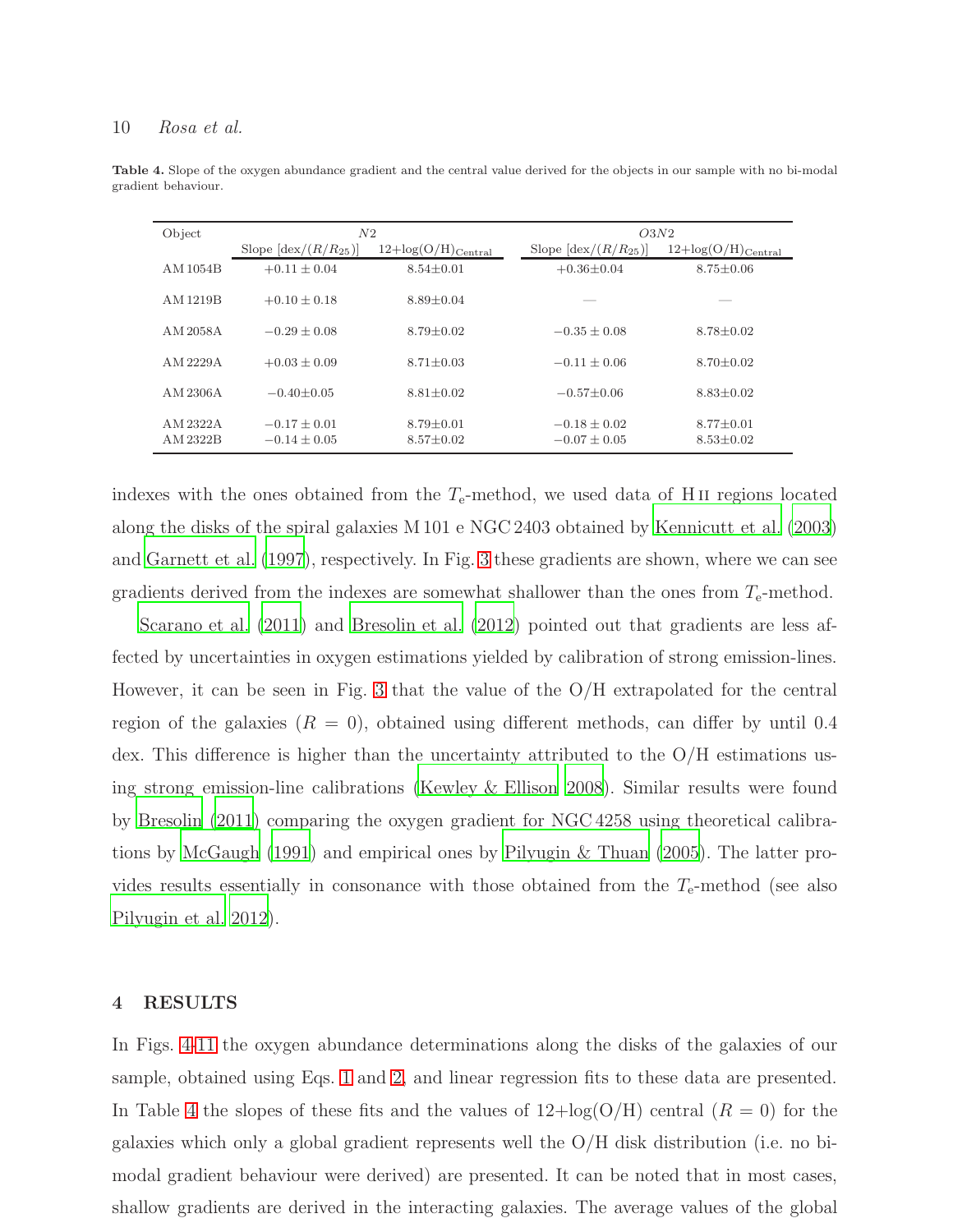**Table 4.** Slope of the oxygen abundance gradient and the central value derived for the objects in our sample with no bi-modal gradient behaviour.

| Object | $N2$ | | $O3N2$ | |
|---|---|---|---|---|
| | Slope [dex/$(R/R_{25})$] | 12+log(O/H)$_{\rm Central}$ | Slope [dex/$(R/R_{25})$] | 12+log(O/H)$_{\rm Central}$ |
| AM 1054B | $+0.11 \pm 0.04$ | 8.54$\pm$0.01 | $+0.36 \pm 0.04$ | 8.75$\pm$0.06 |
| AM 1219B | $+0.10 \pm 0.18$ | 8.89$\pm$0.04 | — | — |
| AM 2058A | $-0.29 \pm 0.08$ | 8.79$\pm$0.02 | $-0.35 \pm 0.08$ | 8.78$\pm$0.02 |
| AM 2229A | $+0.03 \pm 0.09$ | 8.71$\pm$0.03 | $-0.11 \pm 0.06$ | 8.70$\pm$0.02 |
| AM 2306A | $-0.40\pm0.05$ | 8.81$\pm$0.02 | $-0.57\pm0.06$ | 8.83$\pm$0.02 |
| AM 2322A | $-0.17 \pm 0.01$ | 8.79$\pm$0.01 | $-0.18 \pm 0.02$ | 8.77$\pm$0.01 |
| AM 2322B | $-0.14 \pm 0.05$ | 8.57$\pm$0.02 | $-0.07 \pm 0.05$ | 8.53$\pm$0.02 |

indexes with the ones obtained from the $T_{\rm e}$-method, we used data of H II regions located along the disks of the spiral galaxies M 101 e NGC 2403 obtained by Kennicutt et al. (2003) and Garnett et al. (1997), respectively. In Fig. 3 these gradients are shown, where we can see gradients derived from the indexes are somewhat shallower than the ones from $T_{\rm e}$-method.

Scarano et al. (2011) and Bresolin et al. (2012) pointed out that gradients are less affected by uncertainties in oxygen estimations yielded by calibration of strong emission-lines. However, it can be seen in Fig. 3 that the value of the O/H extrapolated for the central region of the galaxies ($R = 0$), obtained using different methods, can differ by until 0.4 dex. This difference is higher than the uncertainty attributed to the O/H estimations using strong emission-line calibrations (Kewley & Ellison 2008). Similar results were found by Bresolin (2011) comparing the oxygen gradient for NGC 4258 using theoretical calibrations by McGaugh (1991) and empirical ones by Pilyugin & Thuan (2005). The latter provides results essentially in consonance with those obtained from the $T_{\rm e}$-method (see also Pilyugin et al. 2012).

## 4 RESULTS

In Figs. 4-11 the oxygen abundance determinations along the disks of the galaxies of our sample, obtained using Eqs. 1 and 2, and linear regression fits to these data are presented. In Table 4 the slopes of these fits and the values of 12+log(O/H) central ($R = 0$) for the galaxies which only a global gradient represents well the O/H disk distribution (i.e. no bi-modal gradient behaviour were derived) are presented. It can be noted that in most cases, shallow gradients are derived in the interacting galaxies. The average values of the global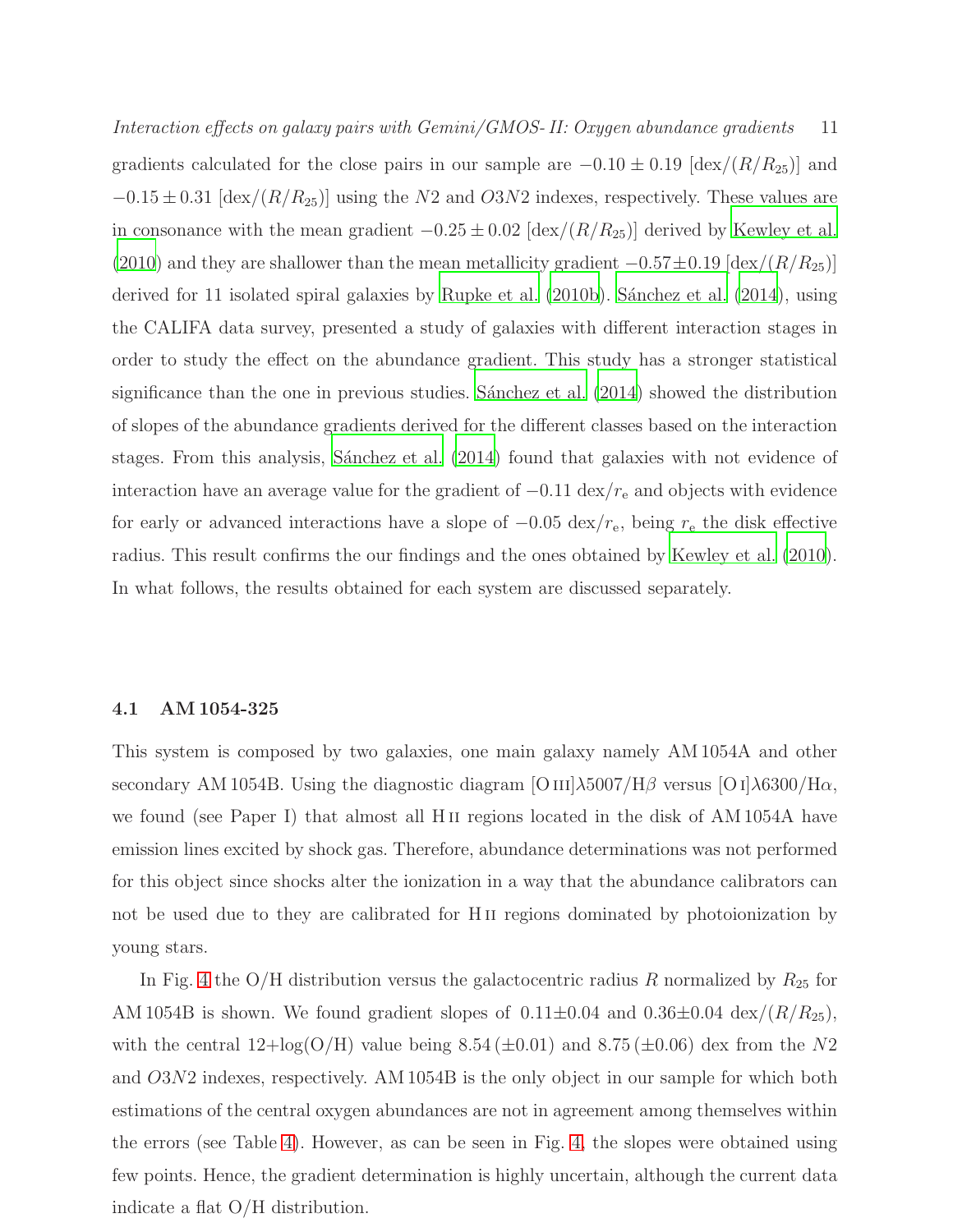gradients calculated for the close pairs in our sample are $-0.10 \pm 0.19$ [dex/$(R/R_{25})$] and $-0.15 \pm 0.31$ [dex/$(R/R_{25})$] using the $N2$ and $O3N2$ indexes, respectively. These values are in consonance with the mean gradient $-0.25 \pm 0.02$ [dex/$(R/R_{25})$] derived by Kewley et al. (2010) and they are shallower than the mean metallicity gradient $-0.57 \pm 0.19$ [dex/$(R/R_{25})$] derived for 11 isolated spiral galaxies by Rupke et al. (2010b). Sánchez et al. (2014), using the CALIFA data survey, presented a study of galaxies with different interaction stages in order to study the effect on the abundance gradient. This study has a stronger statistical significance than the one in previous studies. Sánchez et al. (2014) showed the distribution of slopes of the abundance gradients derived for the different classes based on the interaction stages. From this analysis, Sánchez et al. (2014) found that galaxies with not evidence of interaction have an average value for the gradient of $-0.11$ dex/$r_{\rm e}$ and objects with evidence for early or advanced interactions have a slope of $-0.05$ dex/$r_{\rm e}$, being $r_{\rm e}$ the disk effective radius. This result confirms the our findings and the ones obtained by Kewley et al. (2010). In what follows, the results obtained for each system are discussed separately.

### 4.1 AM 1054-325

This system is composed by two galaxies, one main galaxy namely AM 1054A and other secondary AM 1054B. Using the diagnostic diagram [O III]$\lambda$5007/H$\beta$ versus [O I]$\lambda$6300/H$\alpha$, we found (see Paper I) that almost all H II regions located in the disk of AM 1054A have emission lines excited by shock gas. Therefore, abundance determinations was not performed for this object since shocks alter the ionization in a way that the abundance calibrators can not be used due to they are calibrated for H II regions dominated by photoionization by young stars.

In Fig. 4 the O/H distribution versus the galactocentric radius $R$ normalized by $R_{25}$ for AM 1054B is shown. We found gradient slopes of $0.11 \pm 0.04$ and $0.36 \pm 0.04$ dex/$(R/R_{25})$, with the central 12+log(O/H) value being 8.54 ($\pm$0.01) and 8.75 ($\pm$0.06) dex from the $N2$ and $O3N2$ indexes, respectively. AM 1054B is the only object in our sample for which both estimations of the central oxygen abundances are not in agreement among themselves within the errors (see Table 4). However, as can be seen in Fig. 4, the slopes were obtained using few points. Hence, the gradient determination is highly uncertain, although the current data indicate a flat O/H distribution.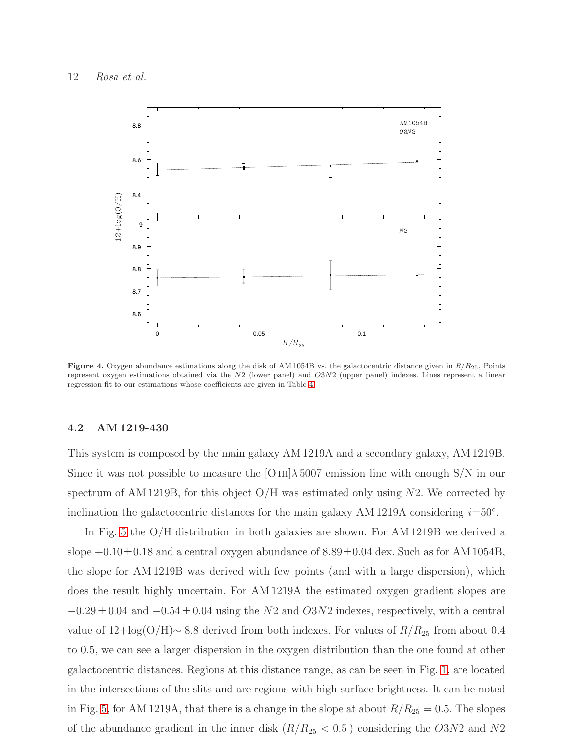**Figure 4.** Oxygen abundance estimations along the disk of AM 1054B vs. the galactocentric distance given in $R/R_{25}$. Points represent oxygen estimations obtained via the $N2$ (lower panel) and $O3N2$ (upper panel) indexes. Lines represent a linear regression fit to our estimations whose coefficients are given in Table 4.

### 4.2 AM 1219-430

This system is composed by the main galaxy AM 1219A and a secondary galaxy, AM 1219B. Since it was not possible to measure the [O III]$\lambda$5007 emission line with enough S/N in our spectrum of AM 1219B, for this object O/H was estimated only using $N2$. We corrected by inclination the galactocentric distances for the main galaxy AM 1219A considering $i$=50°.

In Fig. 5 the O/H distribution in both galaxies are shown. For AM 1219B we derived a slope $+0.10 \pm 0.18$ and a central oxygen abundance of $8.89 \pm 0.04$ dex. Such as for AM 1054B, the slope for AM 1219B was derived with few points (and with a large dispersion), which does the result highly uncertain. For AM 1219A the estimated oxygen gradient slopes are $-0.29 \pm 0.04$ and $-0.54 \pm 0.04$ using the $N2$ and $O3N2$ indexes, respectively, with a central value of 12+log(O/H)$\sim$ 8.8 derived from both indexes. For values of $R/R_{25}$ from about 0.4 to 0.5, we can see a larger dispersion in the oxygen distribution than the one found at other galactocentric distances. Regions at this distance range, as can be seen in Fig. 1, are located in the intersections of the slits and are regions with high surface brightness. It can be noted in Fig. 5, for AM 1219A, that there is a change in the slope at about $R/R_{25} = 0.5$. The slopes of the abundance gradient in the inner disk ($R/R_{25} < 0.5$ ) considering the $O3N2$ and $N2$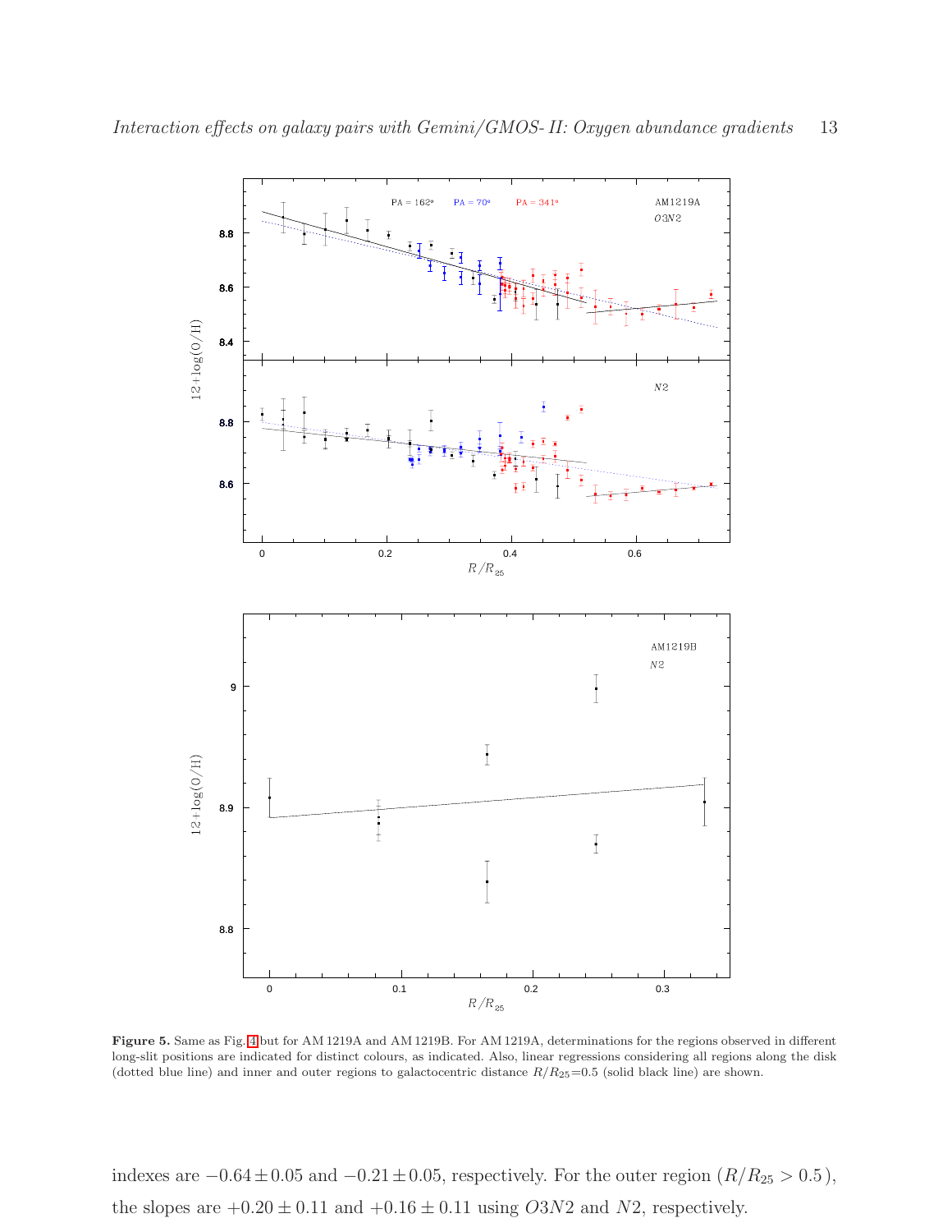**Figure 5.** Same as Fig. 4 but for AM 1219A and AM 1219B. For AM 1219A, determinations for the regions observed in different long-slit positions are indicated for distinct colours, as indicated. Also, linear regressions considering all regions along the disk (dotted blue line) and inner and outer regions to galactocentric distance $R/R_{25}$=0.5 (solid black line) are shown.

indexes are $-0.64 \pm 0.05$ and $-0.21 \pm 0.05$, respectively. For the outer region ($R/R_{25} > 0.5$), the slopes are $+0.20 \pm 0.11$ and $+0.16 \pm 0.11$ using $O3N2$ and $N2$, respectively.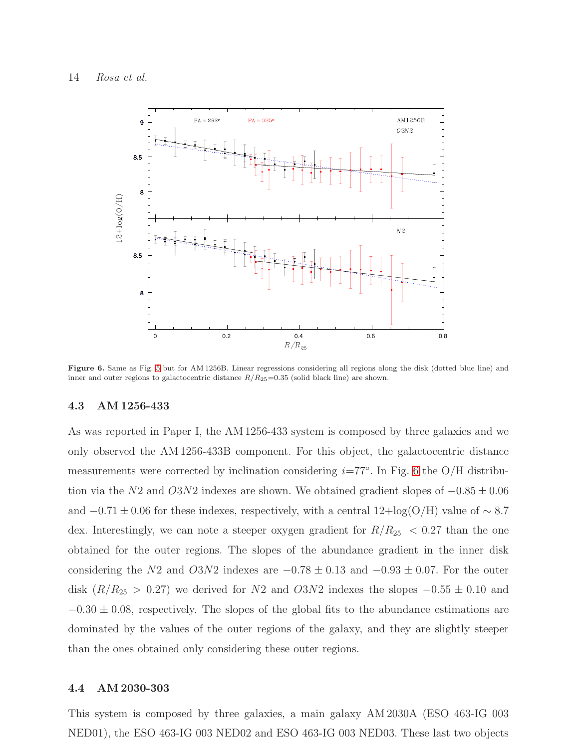**Figure 6.** Same as Fig. 5 but for AM 1256B. Linear regressions considering all regions along the disk (dotted blue line) and inner and outer regions to galactocentric distance $R/R_{25}$=0.35 (solid black line) are shown.

### 4.3 AM 1256-433

As was reported in Paper I, the AM 1256-433 system is composed by three galaxies and we only observed the AM 1256-433B component. For this object, the galactocentric distance measurements were corrected by inclination considering $i$=77°. In Fig. 6 the O/H distribution via the $N2$ and $O3N2$ indexes are shown. We obtained gradient slopes of $-0.85 \pm 0.06$ and $-0.71 \pm 0.06$ for these indexes, respectively, with a central 12+log(O/H) value of $\sim 8.7$ dex. Interestingly, we can note a steeper oxygen gradient for $R/R_{25} < 0.27$ than the one obtained for the outer regions. The slopes of the abundance gradient in the inner disk considering the $N2$ and $O3N2$ indexes are $-0.78 \pm 0.13$ and $-0.93 \pm 0.07$. For the outer disk ($R/R_{25} > 0.27$) we derived for $N2$ and $O3N2$ indexes the slopes $-0.55 \pm 0.10$ and $-0.30 \pm 0.08$, respectively. The slopes of the global fits to the abundance estimations are dominated by the values of the outer regions of the galaxy, and they are slightly steeper than the ones obtained only considering these outer regions.

### 4.4 AM 2030-303

This system is composed by three galaxies, a main galaxy AM 2030A (ESO 463-IG 003 NED01), the ESO 463-IG 003 NED02 and ESO 463-IG 003 NED03. These last two objects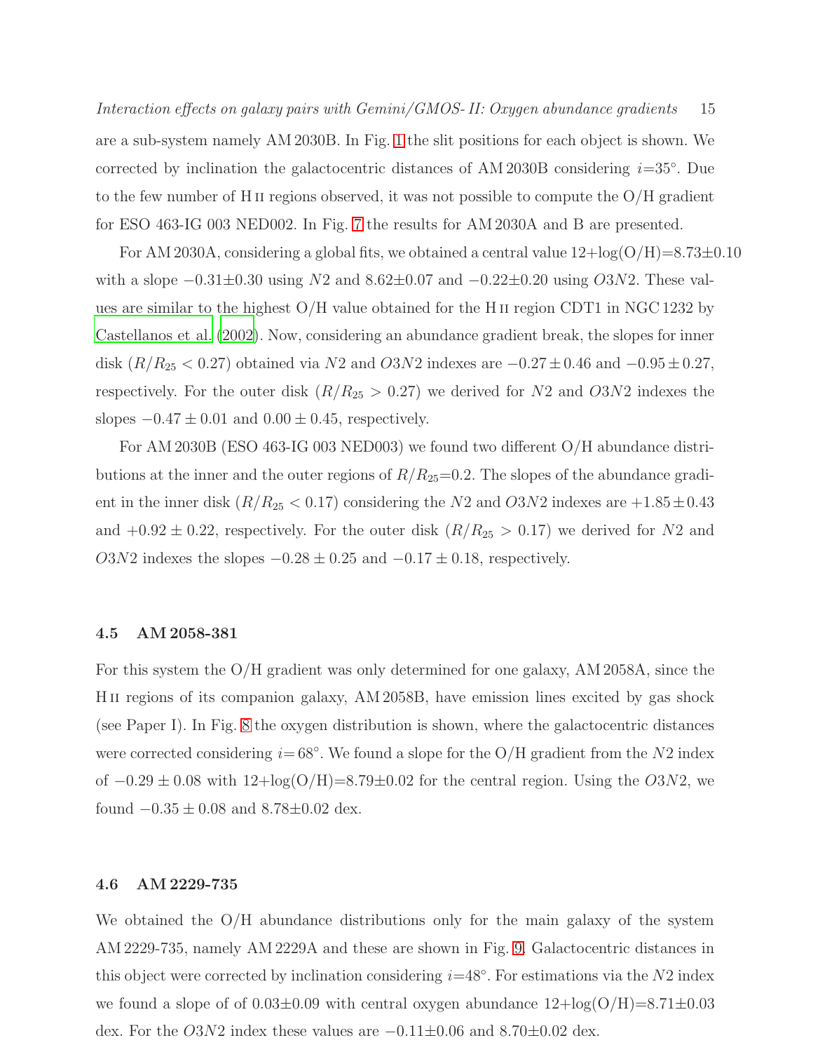are a sub-system namely AM 2030B. In Fig. 1 the slit positions for each object is shown. We corrected by inclination the galactocentric distances of AM 2030B considering $i$=35°. Due to the few number of H II regions observed, it was not possible to compute the O/H gradient for ESO 463-IG 003 NED002. In Fig. 7 the results for AM 2030A and B are presented.

For AM 2030A, considering a global fits, we obtained a central value 12+log(O/H)=8.73±0.10 with a slope −0.31±0.30 using $N2$ and 8.62±0.07 and −0.22±0.20 using $O3N2$. These values are similar to the highest O/H value obtained for the H II region CDT1 in NGC 1232 by Castellanos et al. (2002). Now, considering an abundance gradient break, the slopes for inner disk ($R/R_{25} < 0.27$) obtained via $N2$ and $O3N2$ indexes are $-0.27 \pm 0.46$ and $-0.95 \pm 0.27$, respectively. For the outer disk ($R/R_{25} > 0.27$) we derived for $N2$ and $O3N2$ indexes the slopes $-0.47 \pm 0.01$ and $0.00 \pm 0.45$, respectively.

For AM 2030B (ESO 463-IG 003 NED003) we found two different O/H abundance distributions at the inner and the outer regions of $R/R_{25}$=0.2. The slopes of the abundance gradient in the inner disk ($R/R_{25} < 0.17$) considering the $N2$ and $O3N2$ indexes are $+1.85 \pm 0.43$ and $+0.92 \pm 0.22$, respectively. For the outer disk ($R/R_{25} > 0.17$) we derived for $N2$ and $O3N2$ indexes the slopes $-0.28 \pm 0.25$ and $-0.17 \pm 0.18$, respectively.

### 4.5 AM 2058-381

For this system the O/H gradient was only determined for one galaxy, AM 2058A, since the H II regions of its companion galaxy, AM 2058B, have emission lines excited by gas shock (see Paper I). In Fig. 8 the oxygen distribution is shown, where the galactocentric distances were corrected considering $i$= 68°. We found a slope for the O/H gradient from the $N2$ index of $-0.29 \pm 0.08$ with 12+log(O/H)=8.79±0.02 for the central region. Using the $O3N2$, we found $-0.35 \pm 0.08$ and 8.78±0.02 dex.

### 4.6 AM 2229-735

We obtained the O/H abundance distributions only for the main galaxy of the system AM 2229-735, namely AM 2229A and these are shown in Fig. 9. Galactocentric distances in this object were corrected by inclination considering $i$=48°. For estimations via the $N2$ index we found a slope of of 0.03±0.09 with central oxygen abundance 12+log(O/H)=8.71±0.03 dex. For the $O3N2$ index these values are −0.11±0.06 and 8.70±0.02 dex.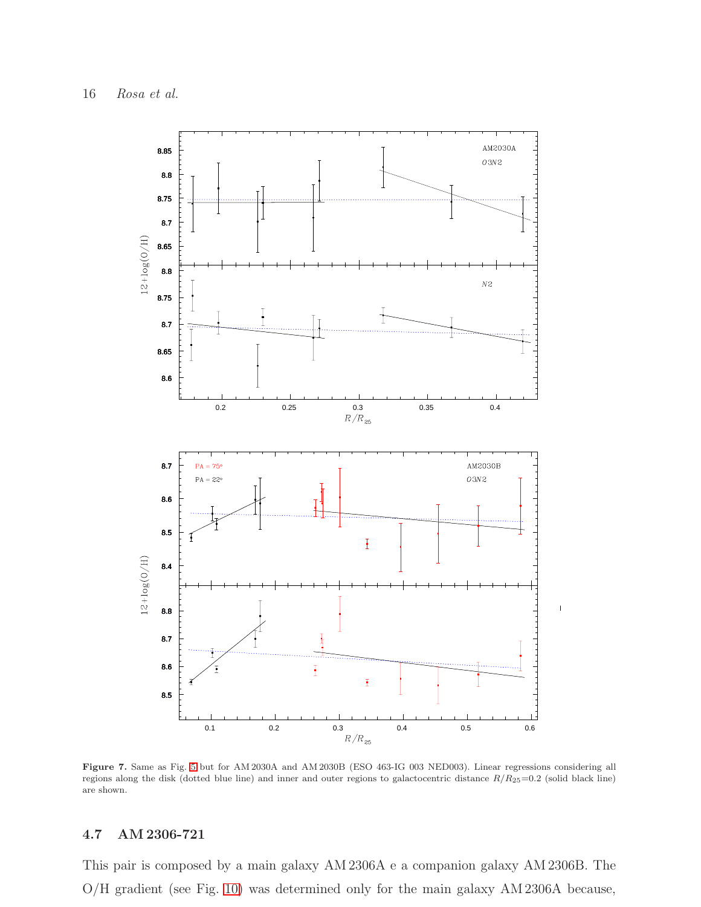**Figure 7.** Same as Fig. 5 but for AM 2030A and AM 2030B (ESO 463-IG 003 NED003). Linear regressions considering all regions along the disk (dotted blue line) and inner and outer regions to galactocentric distance $R/R_{25}$=0.2 (solid black line) are shown.

## 4.7 AM 2306-721

This pair is composed by a main galaxy AM 2306A e a companion galaxy AM 2306B. The O/H gradient (see Fig. 10) was determined only for the main galaxy AM 2306A because,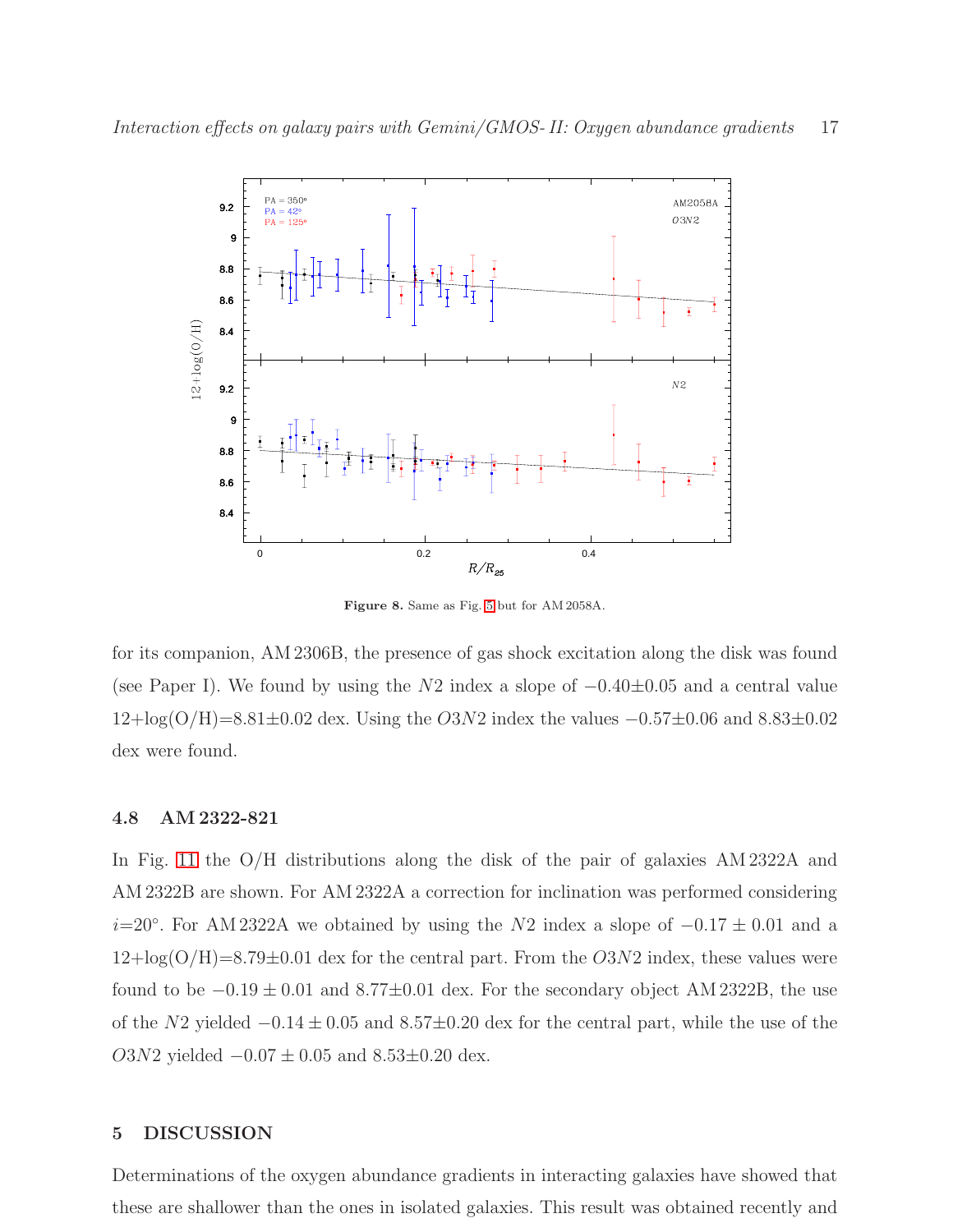**Figure 8.** Same as Fig. 5 but for AM 2058A.

for its companion, AM 2306B, the presence of gas shock excitation along the disk was found (see Paper I). We found by using the $N2$ index a slope of $-0.40\pm0.05$ and a central value 12+log(O/H)=8.81±0.02 dex. Using the $O3N2$ index the values $-0.57\pm0.06$ and 8.83±0.02 dex were found.

### 4.8 AM 2322-821

In Fig. 11 the O/H distributions along the disk of the pair of galaxies AM 2322A and AM 2322B are shown. For AM 2322A a correction for inclination was performed considering $i$=20°. For AM 2322A we obtained by using the $N2$ index a slope of $-0.17\pm0.01$ and a 12+log(O/H)=8.79±0.01 dex for the central part. From the $O3N2$ index, these values were found to be $-0.19\pm0.01$ and 8.77±0.01 dex. For the secondary object AM 2322B, the use of the $N2$ yielded $-0.14\pm0.05$ and 8.57±0.20 dex for the central part, while the use of the $O3N2$ yielded $-0.07\pm0.05$ and 8.53±0.20 dex.

## 5 DISCUSSION

Determinations of the oxygen abundance gradients in interacting galaxies have showed that these are shallower than the ones in isolated galaxies. This result was obtained recently and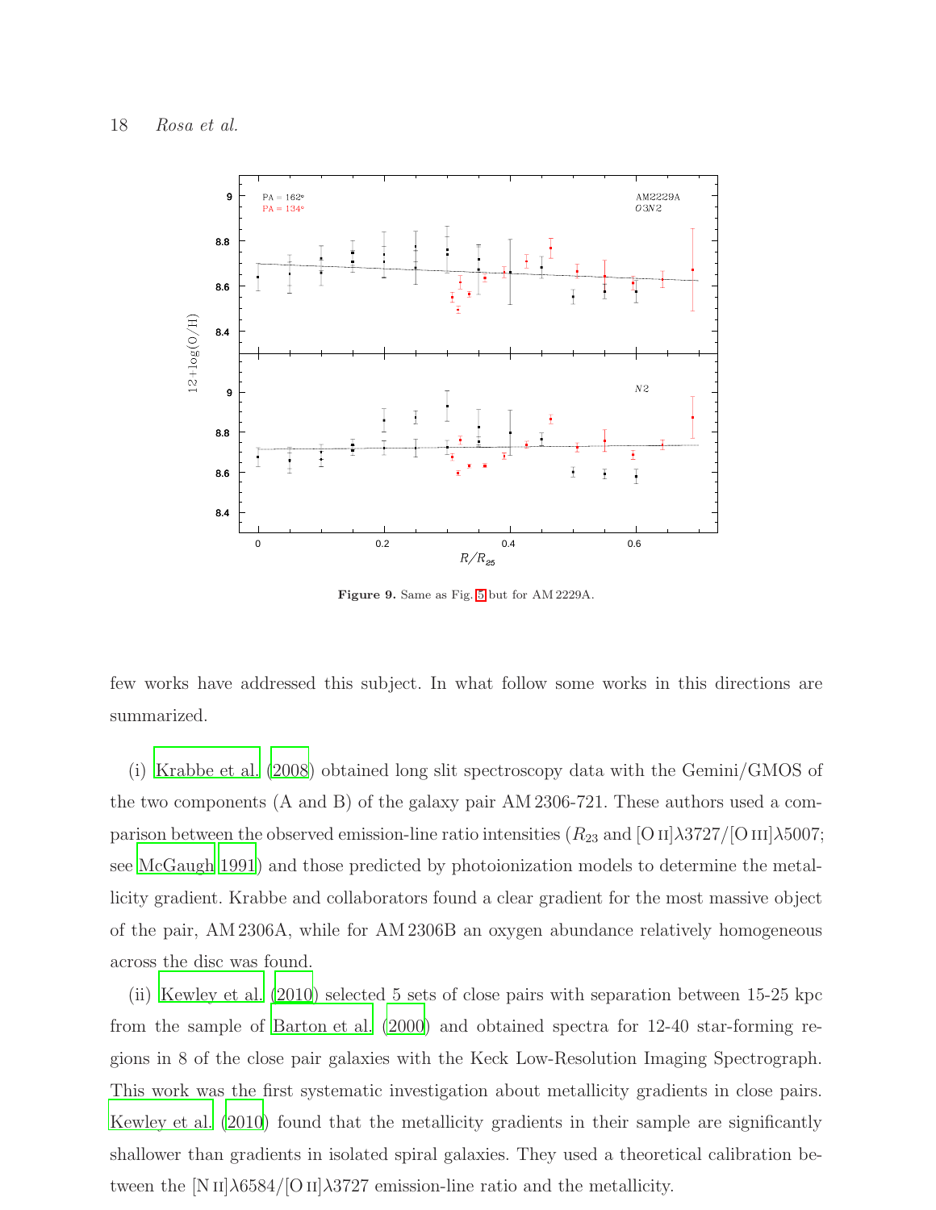**Figure 9.** Same as Fig. 5 but for AM 2229A.

few works have addressed this subject. In what follow some works in this directions are summarized.

(i) Krabbe et al. (2008) obtained long slit spectroscopy data with the Gemini/GMOS of the two components (A and B) of the galaxy pair AM 2306-721. These authors used a comparison between the observed emission-line ratio intensities ($R_{23}$ and [O II]$\lambda$3727/[O III]$\lambda$5007; see McGaugh 1991) and those predicted by photoionization models to determine the metallicity gradient. Krabbe and collaborators found a clear gradient for the most massive object of the pair, AM 2306A, while for AM 2306B an oxygen abundance relatively homogeneous across the disc was found.

(ii) Kewley et al. (2010) selected 5 sets of close pairs with separation between 15-25 kpc from the sample of Barton et al. (2000) and obtained spectra for 12-40 star-forming regions in 8 of the close pair galaxies with the Keck Low-Resolution Imaging Spectrograph. This work was the first systematic investigation about metallicity gradients in close pairs. Kewley et al. (2010) found that the metallicity gradients in their sample are significantly shallower than gradients in isolated spiral galaxies. They used a theoretical calibration between the [N II]$\lambda$6584/[O II]$\lambda$3727 emission-line ratio and the metallicity.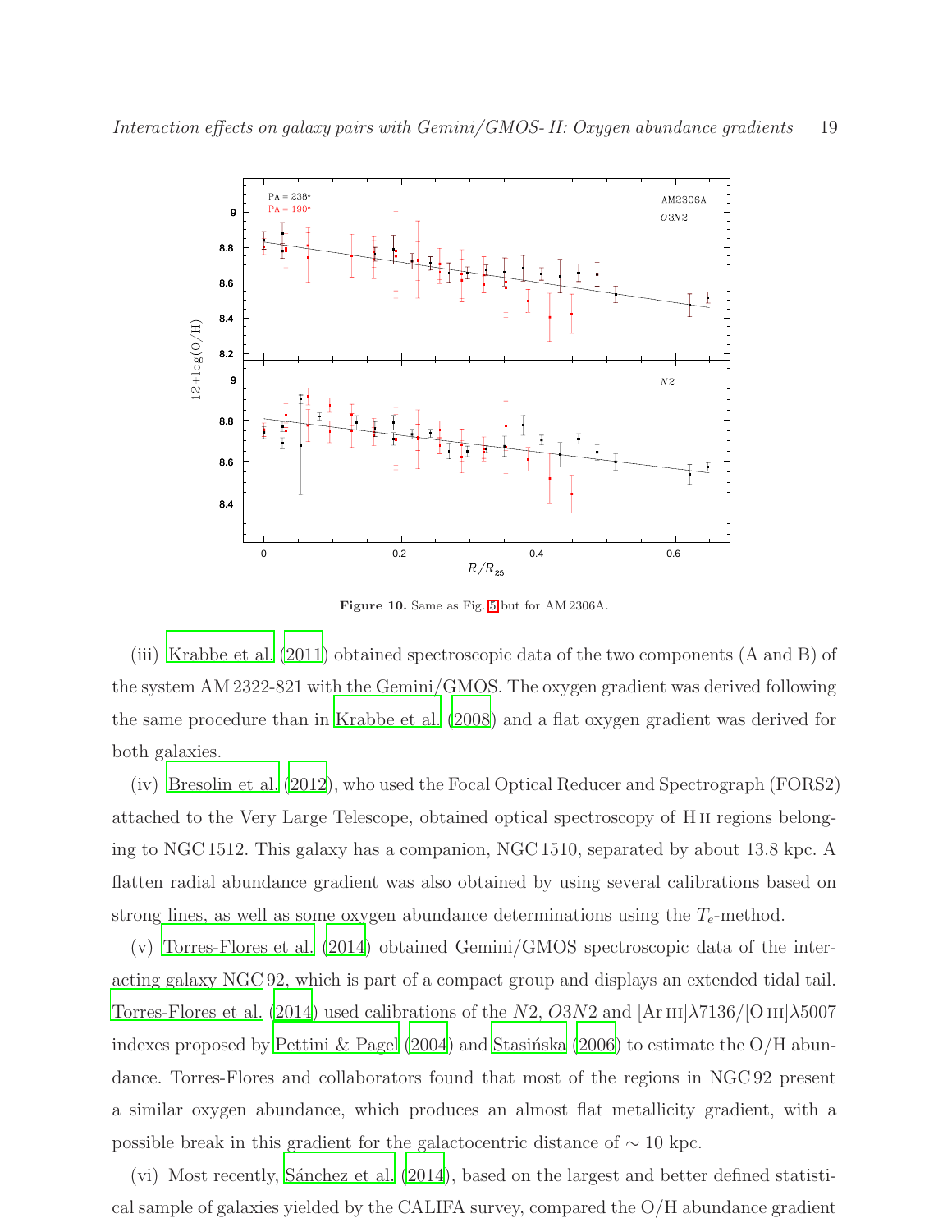**Figure 10.** Same as Fig. 5 but for AM 2306A.

(iii) Krabbe et al. (2011) obtained spectroscopic data of the two components (A and B) of the system AM 2322-821 with the Gemini/GMOS. The oxygen gradient was derived following the same procedure than in Krabbe et al. (2008) and a flat oxygen gradient was derived for both galaxies.

(iv) Bresolin et al. (2012), who used the Focal Optical Reducer and Spectrograph (FORS2) attached to the Very Large Telescope, obtained optical spectroscopy of H II regions belonging to NGC 1512. This galaxy has a companion, NGC 1510, separated by about 13.8 kpc. A flatten radial abundance gradient was also obtained by using several calibrations based on strong lines, as well as some oxygen abundance determinations using the $T_e$-method.

(v) Torres-Flores et al. (2014) obtained Gemini/GMOS spectroscopic data of the interacting galaxy NGC 92, which is part of a compact group and displays an extended tidal tail. Torres-Flores et al. (2014) used calibrations of the $N2$, $O3N2$ and [Ar III]$\lambda$7136/[O III]$\lambda$5007 indexes proposed by Pettini & Pagel (2004) and Stasińska (2006) to estimate the O/H abundance. Torres-Flores and collaborators found that most of the regions in NGC 92 present a similar oxygen abundance, which produces an almost flat metallicity gradient, with a possible break in this gradient for the galactocentric distance of $\sim$ 10 kpc.

(vi) Most recently, Sánchez et al. (2014), based on the largest and better defined statistical sample of galaxies yielded by the CALIFA survey, compared the O/H abundance gradient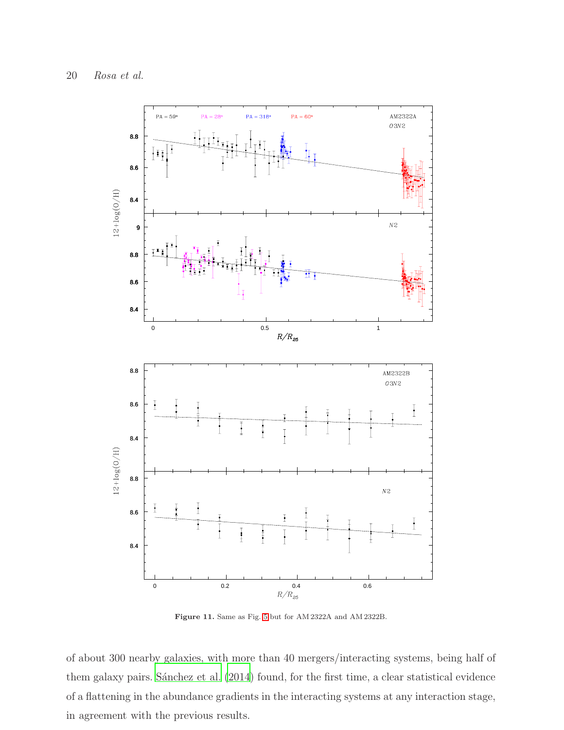**Figure 11.** Same as Fig. 5 but for AM 2322A and AM 2322B.

of about 300 nearby galaxies, with more than 40 mergers/interacting systems, being half of them galaxy pairs. Sánchez et al. (2014) found, for the first time, a clear statistical evidence of a flattening in the abundance gradients in the interacting systems at any interaction stage, in agreement with the previous results.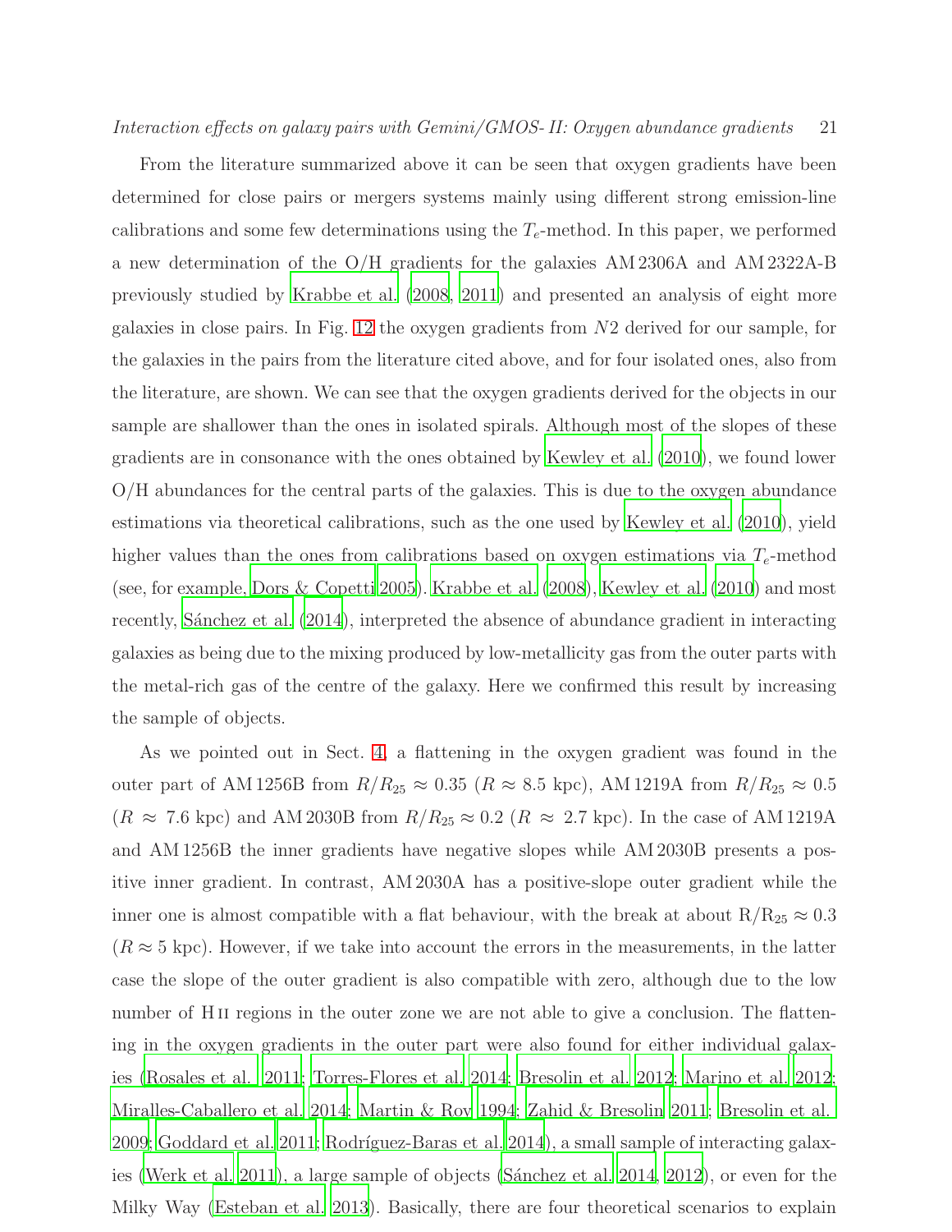From the literature summarized above it can be seen that oxygen gradients have been determined for close pairs or mergers systems mainly using different strong emission-line calibrations and some few determinations using the $T_e$-method. In this paper, we performed a new determination of the O/H gradients for the galaxies AM 2306A and AM 2322A-B previously studied by Krabbe et al. (2008, 2011) and presented an analysis of eight more galaxies in close pairs. In Fig. 12 the oxygen gradients from $N2$ derived for our sample, for the galaxies in the pairs from the literature cited above, and for four isolated ones, also from the literature, are shown. We can see that the oxygen gradients derived for the objects in our sample are shallower than the ones in isolated spirals. Although most of the slopes of these gradients are in consonance with the ones obtained by Kewley et al. (2010), we found lower O/H abundances for the central parts of the galaxies. This is due to the oxygen abundance estimations via theoretical calibrations, such as the one used by Kewley et al. (2010), yield higher values than the ones from calibrations based on oxygen estimations via $T_e$-method (see, for example, Dors & Copetti 2005). Krabbe et al. (2008), Kewley et al. (2010) and most recently, Sánchez et al. (2014), interpreted the absence of abundance gradient in interacting galaxies as being due to the mixing produced by low-metallicity gas from the outer parts with the metal-rich gas of the centre of the galaxy. Here we confirmed this result by increasing the sample of objects.

As we pointed out in Sect. 4, a flattening in the oxygen gradient was found in the outer part of AM 1256B from $R/R_{25} \approx 0.35$ ($R \approx 8.5$ kpc), AM 1219A from $R/R_{25} \approx 0.5$ ($R \approx 7.6$ kpc) and AM 2030B from $R/R_{25} \approx 0.2$ ($R \approx 2.7$ kpc). In the case of AM 1219A and AM 1256B the inner gradients have negative slopes while AM 2030B presents a positive inner gradient. In contrast, AM 2030A has a positive-slope outer gradient while the inner one is almost compatible with a flat behaviour, with the break at about $R/R_{25} \approx 0.3$ ($R \approx 5$ kpc). However, if we take into account the errors in the measurements, in the latter case the slope of the outer gradient is also compatible with zero, although due to the low number of H II regions in the outer zone we are not able to give a conclusion. The flattening in the oxygen gradients in the outer part were also found for either individual galaxies (Rosales et al. 2011; Torres-Flores et al. 2014; Bresolin et al. 2012; Marino et al. 2012; Miralles-Caballero et al. 2014; Martin & Roy 1994; Zahid & Bresolin 2011; Bresolin et al. 2009; Goddard et al. 2011; Rodríguez-Baras et al. 2014), a small sample of interacting galaxies (Werk et al. 2011), a large sample of objects (Sánchez et al. 2014, 2012), or even for the Milky Way (Esteban et al. 2013). Basically, there are four theoretical scenarios to explain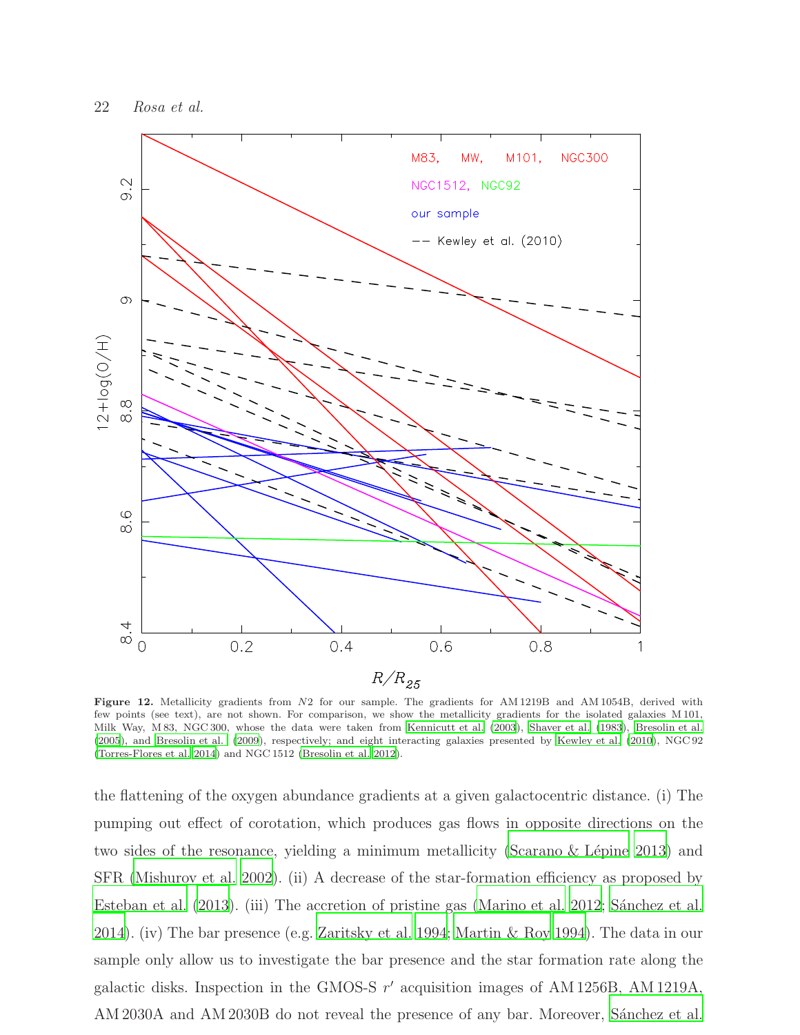**Figure 12.** Metallicity gradients from $N2$ for our sample. The gradients for AM 1219B and AM 1054B, derived with few points (see text), are not shown. For comparison, we show the metallicity gradients for the isolated galaxies M 101, Milky Way, M 83, NGC 300, whose the data were taken from Kennicutt et al. (2003), Shaver et al. (1983), Bresolin et al. (2005), and Bresolin et al. (2009), respectively; and eight interacting galaxies presented by Kewley et al. (2010), NGC 92 (Torres-Flores et al. 2014) and NGC 1512 (Bresolin et al. 2012).

the flattening of the oxygen abundance gradients at a given galactocentric distance. (i) The pumping out effect of corotation, which produces gas flows in opposite directions on the two sides of the resonance, yielding a minimum metallicity (Scarano & Lépine 2013) and SFR (Mishurov et al. 2002). (ii) A decrease of the star-formation efficiency as proposed by Esteban et al. (2013). (iii) The accretion of pristine gas (Marino et al. 2012; Sánchez et al. 2014). (iv) The bar presence (e.g. Zaritsky et al. 1994; Martin & Roy 1994). The data in our sample only allow us to investigate the bar presence and the star formation rate along the galactic disks. Inspection in the GMOS-S $r'$ acquisition images of AM 1256B, AM 1219A, AM 2030A and AM 2030B do not reveal the presence of any bar. Moreover, Sánchez et al.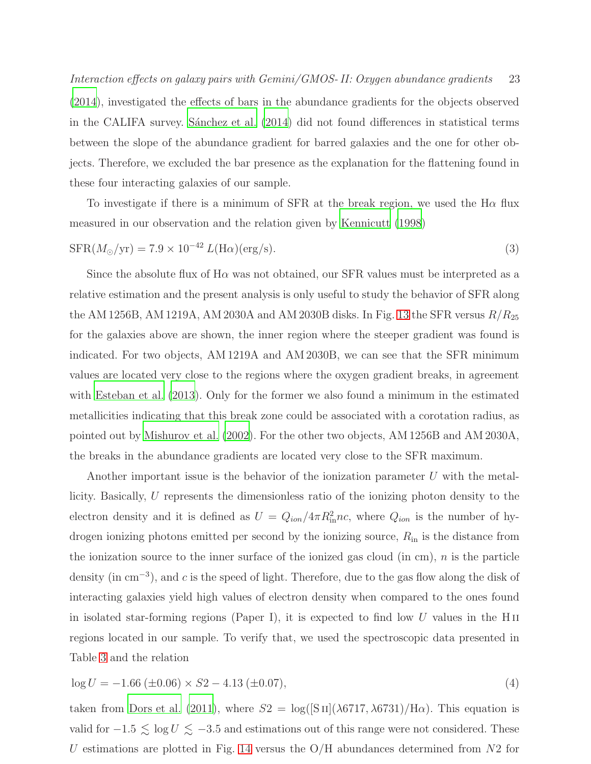(2014), investigated the effects of bars in the abundance gradients for the objects observed in the CALIFA survey. Sánchez et al. (2014) did not found differences in statistical terms between the slope of the abundance gradient for barred galaxies and the one for other objects. Therefore, we excluded the bar presence as the explanation for the flattening found in these four interacting galaxies of our sample.

To investigate if there is a minimum of SFR at the break region, we used the H$\alpha$ flux measured in our observation and the relation given by Kennicutt (1998)

$$\mathrm{SFR}(M_{\odot}/\mathrm{yr}) = 7.9 \times 10^{-42}\, L(\mathrm{H}\alpha)(\mathrm{erg/s}). \tag{3}$$

Since the absolute flux of H$\alpha$ was not obtained, our SFR values must be interpreted as a relative estimation and the present analysis is only useful to study the behavior of SFR along the AM 1256B, AM 1219A, AM 2030A and AM 2030B disks. In Fig. 13 the SFR versus $R/R_{25}$ for the galaxies above are shown, the inner region where the steeper gradient was found is indicated. For two objects, AM 1219A and AM 2030B, we can see that the SFR minimum values are located very close to the regions where the oxygen gradient breaks, in agreement with Esteban et al. (2013). Only for the former we also found a minimum in the estimated metallicities indicating that this break zone could be associated with a corotation radius, as pointed out by Mishurov et al. (2002). For the other two objects, AM 1256B and AM 2030A, the breaks in the abundance gradients are located very close to the SFR maximum.

Another important issue is the behavior of the ionization parameter $U$ with the metallicity. Basically, $U$ represents the dimensionless ratio of the ionizing photon density to the electron density and it is defined as $U = Q_{ion}/4\pi R_{\mathrm{in}}^{2} nc$, where $Q_{ion}$ is the number of hydrogen ionizing photons emitted per second by the ionizing source, $R_{\mathrm{in}}$ is the distance from the ionization source to the inner surface of the ionized gas cloud (in cm), $n$ is the particle density (in cm$^{-3}$), and $c$ is the speed of light. Therefore, due to the gas flow along the disk of interacting galaxies yield high values of electron density when compared to the ones found in isolated star-forming regions (Paper I), it is expected to find low $U$ values in the H II regions located in our sample. To verify that, we used the spectroscopic data presented in Table 3 and the relation

$$\log U = -1.66\,(\pm 0.06) \times S2 - 4.13\,(\pm 0.07), \tag{4}$$

taken from Dors et al. (2011), where $S2 = \log([\mathrm{S\,II}](\lambda 6717, \lambda 6731)/\mathrm{H}\alpha)$. This equation is valid for $-1.5 \lesssim \log U \lesssim -3.5$ and estimations out of this range were not considered. These $U$ estimations are plotted in Fig. 14 versus the O/H abundances determined from $N2$ for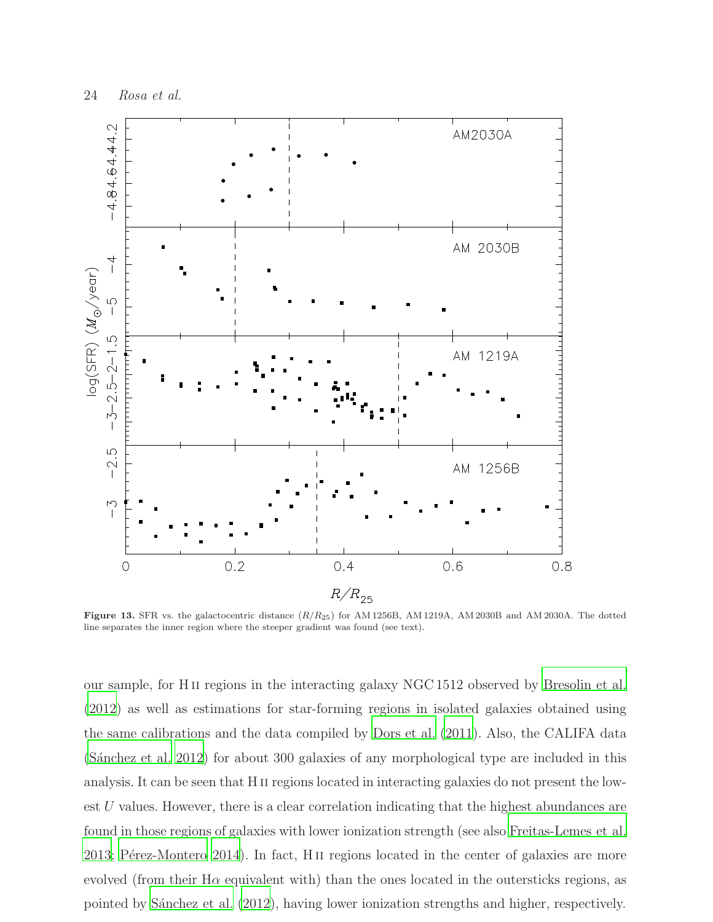**Figure 13.** SFR vs. the galactocentric distance ($R/R_{25}$) for AM 1256B, AM 1219A, AM 2030B and AM 2030A. The dotted line separates the inner region where the steeper gradient was found (see text).

our sample, for H II regions in the interacting galaxy NGC 1512 observed by Bresolin et al. (2012) as well as estimations for star-forming regions in isolated galaxies obtained using the same calibrations and the data compiled by Dors et al. (2011). Also, the CALIFA data (Sánchez et al. 2012) for about 300 galaxies of any morphological type are included in this analysis. It can be seen that H II regions located in interacting galaxies do not present the lowest $U$ values. However, there is a clear correlation indicating that the highest abundances are found in those regions of galaxies with lower ionization strength (see also Freitas-Lemes et al. 2013; Pérez-Montero 2014). In fact, H II regions located in the center of galaxies are more evolved (from their H$\alpha$ equivalent with) than the ones located in the outersticks regions, as pointed by Sánchez et al. (2012), having lower ionization strengths and higher, respectively.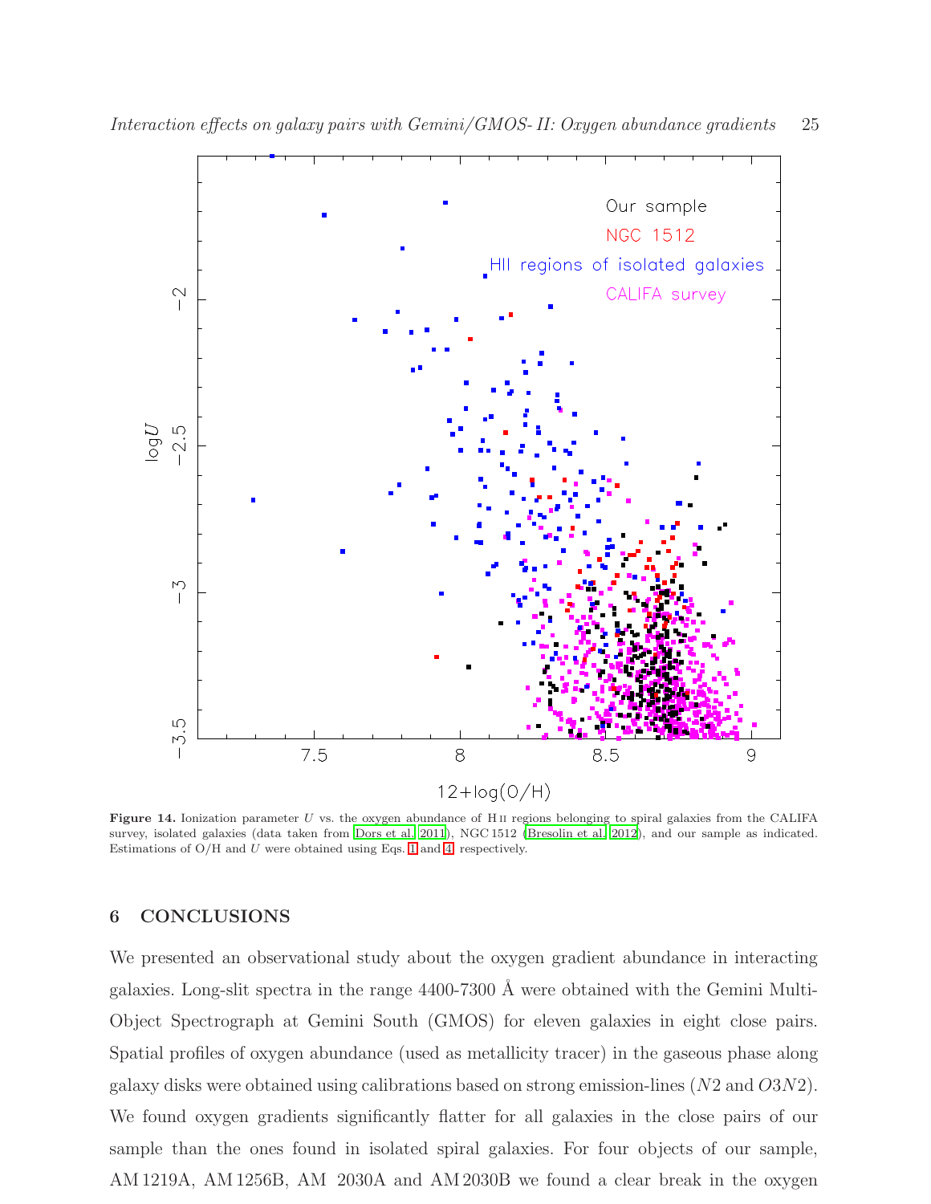**Figure 14.** Ionization parameter $U$ vs. the oxygen abundance of H II regions belonging to spiral galaxies from the CALIFA survey, isolated galaxies (data taken from Dors et al. 2011), NGC 1512 (Bresolin et al. 2012), and our sample as indicated. Estimations of O/H and $U$ were obtained using Eqs. 1 and 4, respectively.

## 6 CONCLUSIONS

We presented an observational study about the oxygen gradient abundance in interacting galaxies. Long-slit spectra in the range 4400-7300 Å were obtained with the Gemini Multi-Object Spectrograph at Gemini South (GMOS) for eleven galaxies in eight close pairs. Spatial profiles of oxygen abundance (used as metallicity tracer) in the gaseous phase along galaxy disks were obtained using calibrations based on strong emission-lines ($N2$ and $O3N2$). We found oxygen gradients significantly flatter for all galaxies in the close pairs of our sample than the ones found in isolated spiral galaxies. For four objects of our sample, AM 1219A, AM 1256B, AM 2030A and AM 2030B we found a clear break in the oxygen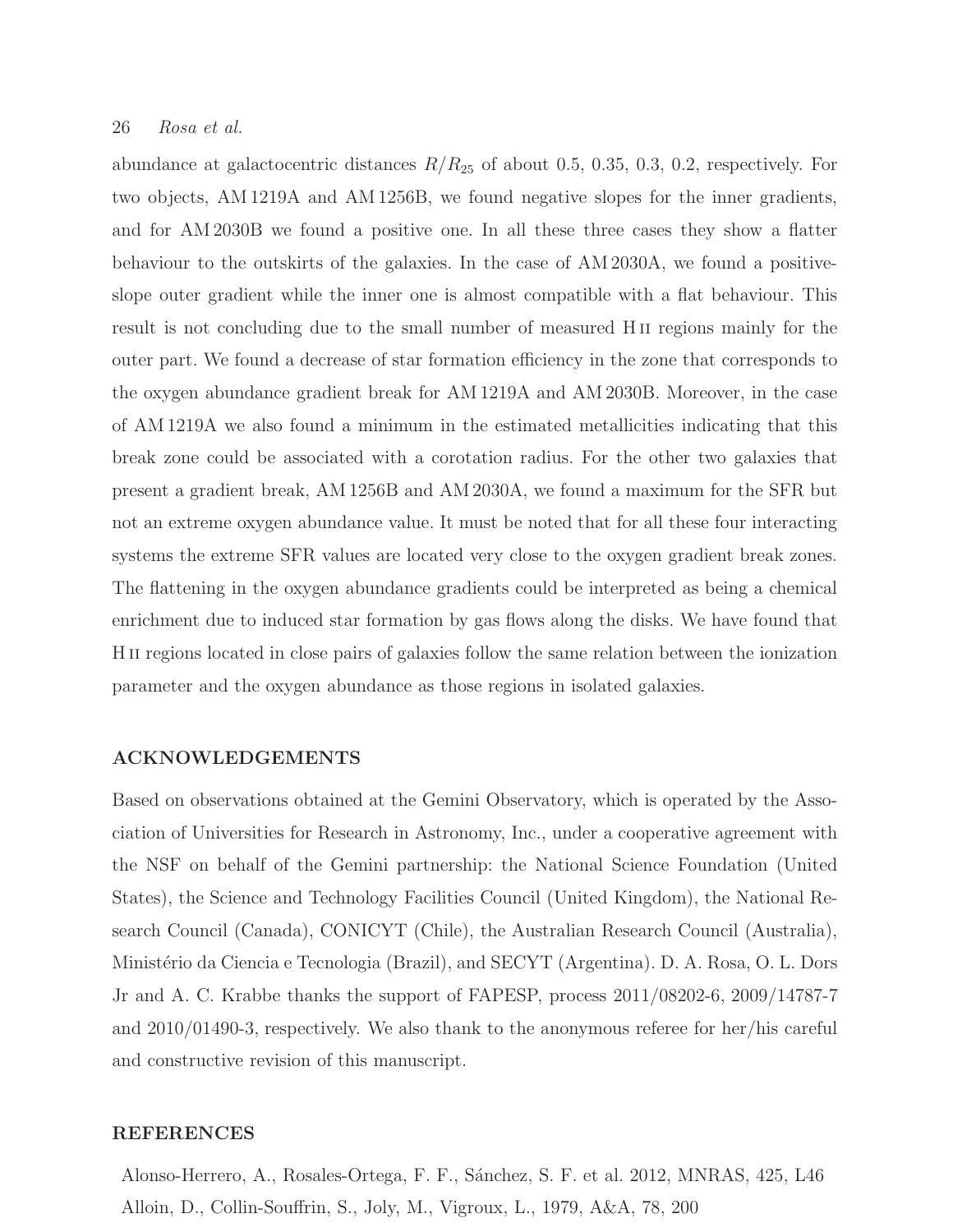abundance at galactocentric distances $R/R_{25}$ of about 0.5, 0.35, 0.3, 0.2, respectively. For two objects, AM 1219A and AM 1256B, we found negative slopes for the inner gradients, and for AM 2030B we found a positive one. In all these three cases they show a flatter behaviour to the outskirts of the galaxies. In the case of AM 2030A, we found a positive-slope outer gradient while the inner one is almost compatible with a flat behaviour. This result is not concluding due to the small number of measured H II regions mainly for the outer part. We found a decrease of star formation efficiency in the zone that corresponds to the oxygen abundance gradient break for AM 1219A and AM 2030B. Moreover, in the case of AM 1219A we also found a minimum in the estimated metallicities indicating that this break zone could be associated with a corotation radius. For the other two galaxies that present a gradient break, AM 1256B and AM 2030A, we found a maximum for the SFR but not an extreme oxygen abundance value. It must be noted that for all these four interacting systems the extreme SFR values are located very close to the oxygen gradient break zones. The flattening in the oxygen abundance gradients could be interpreted as being a chemical enrichment due to induced star formation by gas flows along the disks. We have found that H II regions located in close pairs of galaxies follow the same relation between the ionization parameter and the oxygen abundance as those regions in isolated galaxies.

## ACKNOWLEDGEMENTS

Based on observations obtained at the Gemini Observatory, which is operated by the Association of Universities for Research in Astronomy, Inc., under a cooperative agreement with the NSF on behalf of the Gemini partnership: the National Science Foundation (United States), the Science and Technology Facilities Council (United Kingdom), the National Research Council (Canada), CONICYT (Chile), the Australian Research Council (Australia), Ministério da Ciencia e Tecnologia (Brazil), and SECYT (Argentina). D. A. Rosa, O. L. Dors Jr and A. C. Krabbe thanks the support of FAPESP, process 2011/08202-6, 2009/14787-7 and 2010/01490-3, respectively. We also thank to the anonymous referee for her/his careful and constructive revision of this manuscript.

## REFERENCES

Alonso-Herrero, A., Rosales-Ortega, F. F., Sánchez, S. F. et al. 2012, MNRAS, 425, L46

Alloin, D., Collin-Souffrin, S., Joly, M., Vigroux, L., 1979, A&A, 78, 200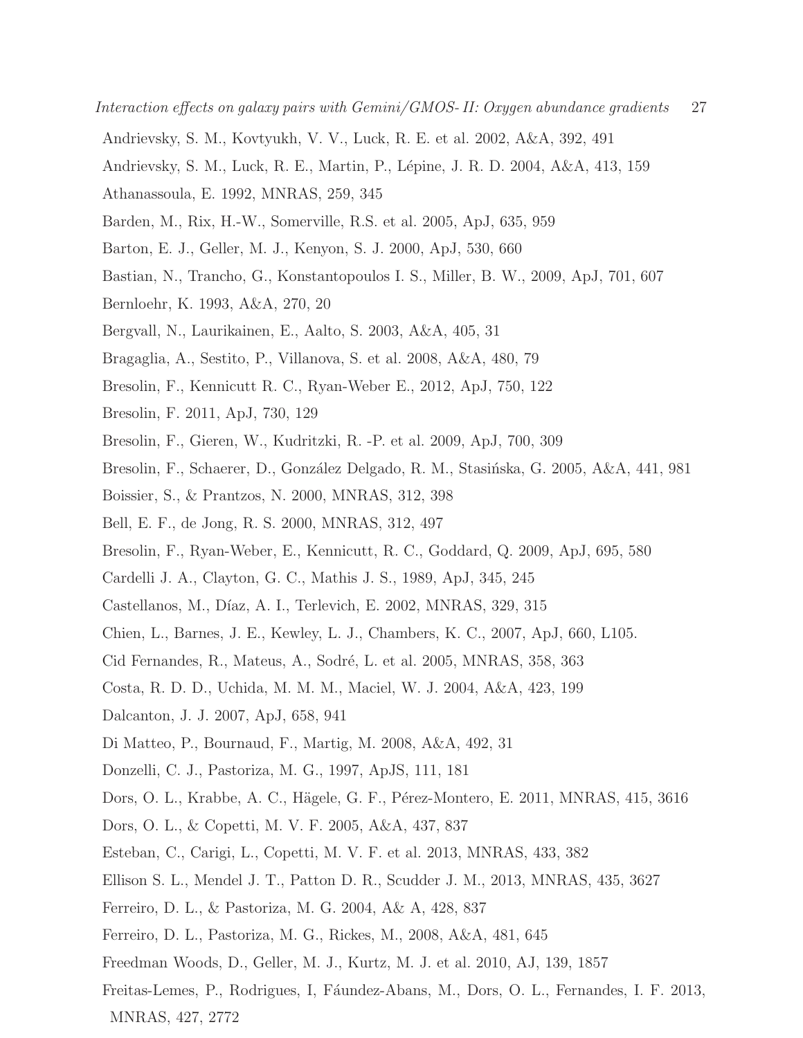Andrievsky, S. M., Kovtyukh, V. V., Luck, R. E. et al. 2002, A&A, 392, 491

Andrievsky, S. M., Luck, R. E., Martin, P., Lépine, J. R. D. 2004, A&A, 413, 159

Athanassoula, E. 1992, MNRAS, 259, 345

Barden, M., Rix, H.-W., Somerville, R.S. et al. 2005, ApJ, 635, 959

Barton, E. J., Geller, M. J., Kenyon, S. J. 2000, ApJ, 530, 660

Bastian, N., Trancho, G., Konstantopoulos I. S., Miller, B. W., 2009, ApJ, 701, 607

Bernloehr, K. 1993, A&A, 270, 20

Bergvall, N., Laurikainen, E., Aalto, S. 2003, A&A, 405, 31

Bragaglia, A., Sestito, P., Villanova, S. et al. 2008, A&A, 480, 79

Bresolin, F., Kennicutt R. C., Ryan-Weber E., 2012, ApJ, 750, 122

Bresolin, F. 2011, ApJ, 730, 129

Bresolin, F., Gieren, W., Kudritzki, R. -P. et al. 2009, ApJ, 700, 309

Bresolin, F., Schaerer, D., González Delgado, R. M., Stasińska, G. 2005, A&A, 441, 981

Boissier, S., & Prantzos, N. 2000, MNRAS, 312, 398

Bell, E. F., de Jong, R. S. 2000, MNRAS, 312, 497

Bresolin, F., Ryan-Weber, E., Kennicutt, R. C., Goddard, Q. 2009, ApJ, 695, 580

Cardelli J. A., Clayton, G. C., Mathis J. S., 1989, ApJ, 345, 245

Castellanos, M., Díaz, A. I., Terlevich, E. 2002, MNRAS, 329, 315

Chien, L., Barnes, J. E., Kewley, L. J., Chambers, K. C., 2007, ApJ, 660, L105.

Cid Fernandes, R., Mateus, A., Sodré, L. et al. 2005, MNRAS, 358, 363

Costa, R. D. D., Uchida, M. M. M., Maciel, W. J. 2004, A&A, 423, 199

Dalcanton, J. J. 2007, ApJ, 658, 941

Di Matteo, P., Bournaud, F., Martig, M. 2008, A&A, 492, 31

Donzelli, C. J., Pastoriza, M. G., 1997, ApJS, 111, 181

Dors, O. L., Krabbe, A. C., Hägele, G. F., Pérez-Montero, E. 2011, MNRAS, 415, 3616

Dors, O. L., & Copetti, M. V. F. 2005, A&A, 437, 837

Esteban, C., Carigi, L., Copetti, M. V. F. et al. 2013, MNRAS, 433, 382

Ellison S. L., Mendel J. T., Patton D. R., Scudder J. M., 2013, MNRAS, 435, 3627

Ferreiro, D. L., & Pastoriza, M. G. 2004, A& A, 428, 837

Ferreiro, D. L., Pastoriza, M. G., Rickes, M., 2008, A&A, 481, 645

Freedman Woods, D., Geller, M. J., Kurtz, M. J. et al. 2010, AJ, 139, 1857

Freitas-Lemes, P., Rodrigues, I, Fáundez-Abans, M., Dors, O. L., Fernandes, I. F. 2013, MNRAS, 427, 2772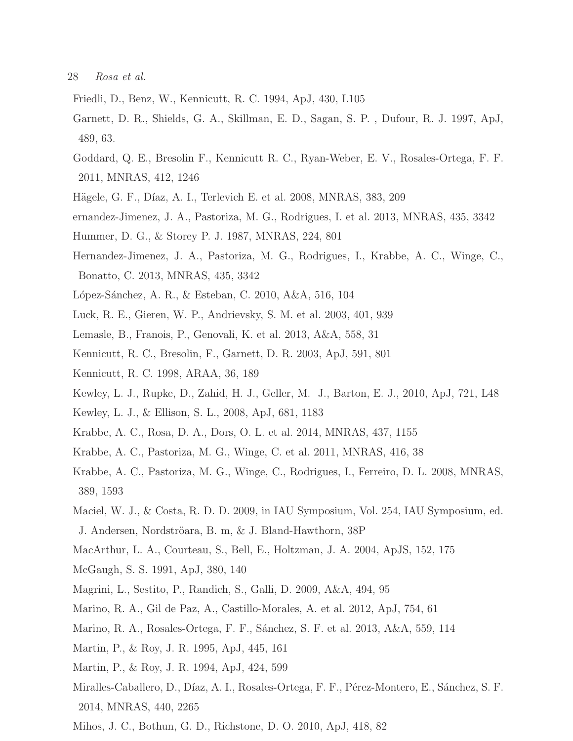Friedli, D., Benz, W., Kennicutt, R. C. 1994, ApJ, 430, L105

Garnett, D. R., Shields, G. A., Skillman, E. D., Sagan, S. P. , Dufour, R. J. 1997, ApJ, 489, 63.

Goddard, Q. E., Bresolin F., Kennicutt R. C., Ryan-Weber, E. V., Rosales-Ortega, F. F. 2011, MNRAS, 412, 1246

Hägele, G. F., Díaz, A. I., Terlevich E. et al. 2008, MNRAS, 383, 209

ernandez-Jimenez, J. A., Pastoriza, M. G., Rodrigues, I. et al. 2013, MNRAS, 435, 3342

Hummer, D. G., & Storey P. J. 1987, MNRAS, 224, 801

Hernandez-Jimenez, J. A., Pastoriza, M. G., Rodrigues, I., Krabbe, A. C., Winge, C., Bonatto, C. 2013, MNRAS, 435, 3342

López-Sánchez, A. R., & Esteban, C. 2010, A&A, 516, 104

Luck, R. E., Gieren, W. P., Andrievsky, S. M. et al. 2003, 401, 939

Lemasle, B., Franois, P., Genovali, K. et al. 2013, A&A, 558, 31

Kennicutt, R. C., Bresolin, F., Garnett, D. R. 2003, ApJ, 591, 801

Kennicutt, R. C. 1998, ARAA, 36, 189

Kewley, L. J., Rupke, D., Zahid, H. J., Geller, M. J., Barton, E. J., 2010, ApJ, 721, L48

Kewley, L. J., & Ellison, S. L., 2008, ApJ, 681, 1183

Krabbe, A. C., Rosa, D. A., Dors, O. L. et al. 2014, MNRAS, 437, 1155

Krabbe, A. C., Pastoriza, M. G., Winge, C. et al. 2011, MNRAS, 416, 38

Krabbe, A. C., Pastoriza, M. G., Winge, C., Rodrigues, I., Ferreiro, D. L. 2008, MNRAS, 389, 1593

Maciel, W. J., & Costa, R. D. D. 2009, in IAU Symposium, Vol. 254, IAU Symposium, ed. J. Andersen, Nordströara, B. m, & J. Bland-Hawthorn, 38P

MacArthur, L. A., Courteau, S., Bell, E., Holtzman, J. A. 2004, ApJS, 152, 175

McGaugh, S. S. 1991, ApJ, 380, 140

Magrini, L., Sestito, P., Randich, S., Galli, D. 2009, A&A, 494, 95

Marino, R. A., Gil de Paz, A., Castillo-Morales, A. et al. 2012, ApJ, 754, 61

Marino, R. A., Rosales-Ortega, F. F., Sánchez, S. F. et al. 2013, A&A, 559, 114

Martin, P., & Roy, J. R. 1995, ApJ, 445, 161

Martin, P., & Roy, J. R. 1994, ApJ, 424, 599

Miralles-Caballero, D., Díaz, A. I., Rosales-Ortega, F. F., Pérez-Montero, E., Sánchez, S. F. 2014, MNRAS, 440, 2265

Mihos, J. C., Bothun, G. D., Richstone, D. O. 2010, ApJ, 418, 82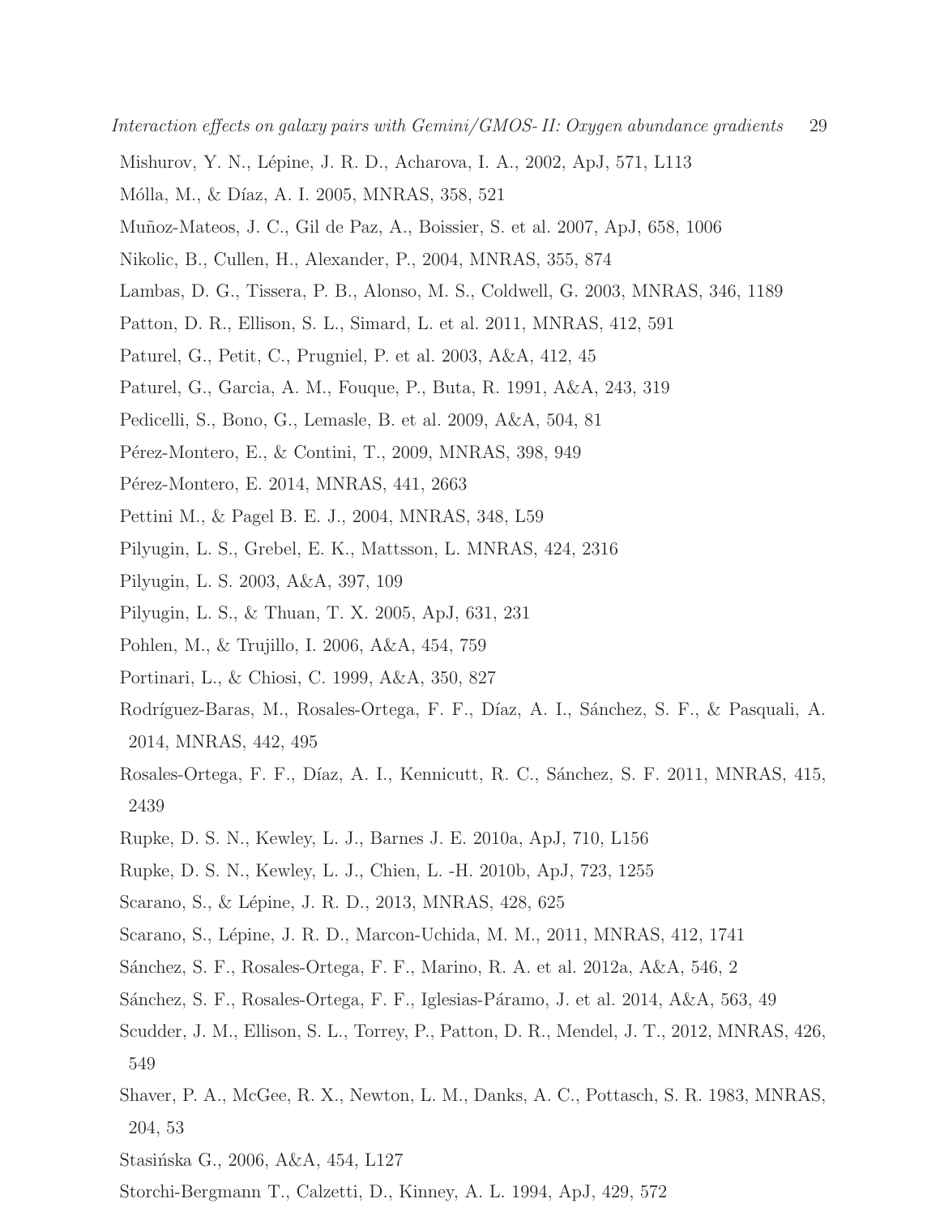Mishurov, Y. N., Lépine, J. R. D., Acharova, I. A., 2002, ApJ, 571, L113

Mólla, M., & Díaz, A. I. 2005, MNRAS, 358, 521

Muñoz-Mateos, J. C., Gil de Paz, A., Boissier, S. et al. 2007, ApJ, 658, 1006

Nikolic, B., Cullen, H., Alexander, P., 2004, MNRAS, 355, 874

Lambas, D. G., Tissera, P. B., Alonso, M. S., Coldwell, G. 2003, MNRAS, 346, 1189

Patton, D. R., Ellison, S. L., Simard, L. et al. 2011, MNRAS, 412, 591

Paturel, G., Petit, C., Prugniel, P. et al. 2003, A&A, 412, 45

Paturel, G., Garcia, A. M., Fouque, P., Buta, R. 1991, A&A, 243, 319

Pedicelli, S., Bono, G., Lemasle, B. et al. 2009, A&A, 504, 81

Pérez-Montero, E., & Contini, T., 2009, MNRAS, 398, 949

Pérez-Montero, E. 2014, MNRAS, 441, 2663

Pettini M., & Pagel B. E. J., 2004, MNRAS, 348, L59

Pilyugin, L. S., Grebel, E. K., Mattsson, L. MNRAS, 424, 2316

Pilyugin, L. S. 2003, A&A, 397, 109

Pilyugin, L. S., & Thuan, T. X. 2005, ApJ, 631, 231

Pohlen, M., & Trujillo, I. 2006, A&A, 454, 759

Portinari, L., & Chiosi, C. 1999, A&A, 350, 827

Rodríguez-Baras, M., Rosales-Ortega, F. F., Díaz, A. I., Sánchez, S. F., & Pasquali, A. 2014, MNRAS, 442, 495

Rosales-Ortega, F. F., Díaz, A. I., Kennicutt, R. C., Sánchez, S. F. 2011, MNRAS, 415, 2439

Rupke, D. S. N., Kewley, L. J., Barnes J. E. 2010a, ApJ, 710, L156

Rupke, D. S. N., Kewley, L. J., Chien, L. -H. 2010b, ApJ, 723, 1255

Scarano, S., & Lépine, J. R. D., 2013, MNRAS, 428, 625

Scarano, S., Lépine, J. R. D., Marcon-Uchida, M. M., 2011, MNRAS, 412, 1741

Sánchez, S. F., Rosales-Ortega, F. F., Marino, R. A. et al. 2012a, A&A, 546, 2

Sánchez, S. F., Rosales-Ortega, F. F., Iglesias-Páramo, J. et al. 2014, A&A, 563, 49

Scudder, J. M., Ellison, S. L., Torrey, P., Patton, D. R., Mendel, J. T., 2012, MNRAS, 426, 549

Shaver, P. A., McGee, R. X., Newton, L. M., Danks, A. C., Pottasch, S. R. 1983, MNRAS, 204, 53

Stasińska G., 2006, A&A, 454, L127

Storchi-Bergmann T., Calzetti, D., Kinney, A. L. 1994, ApJ, 429, 572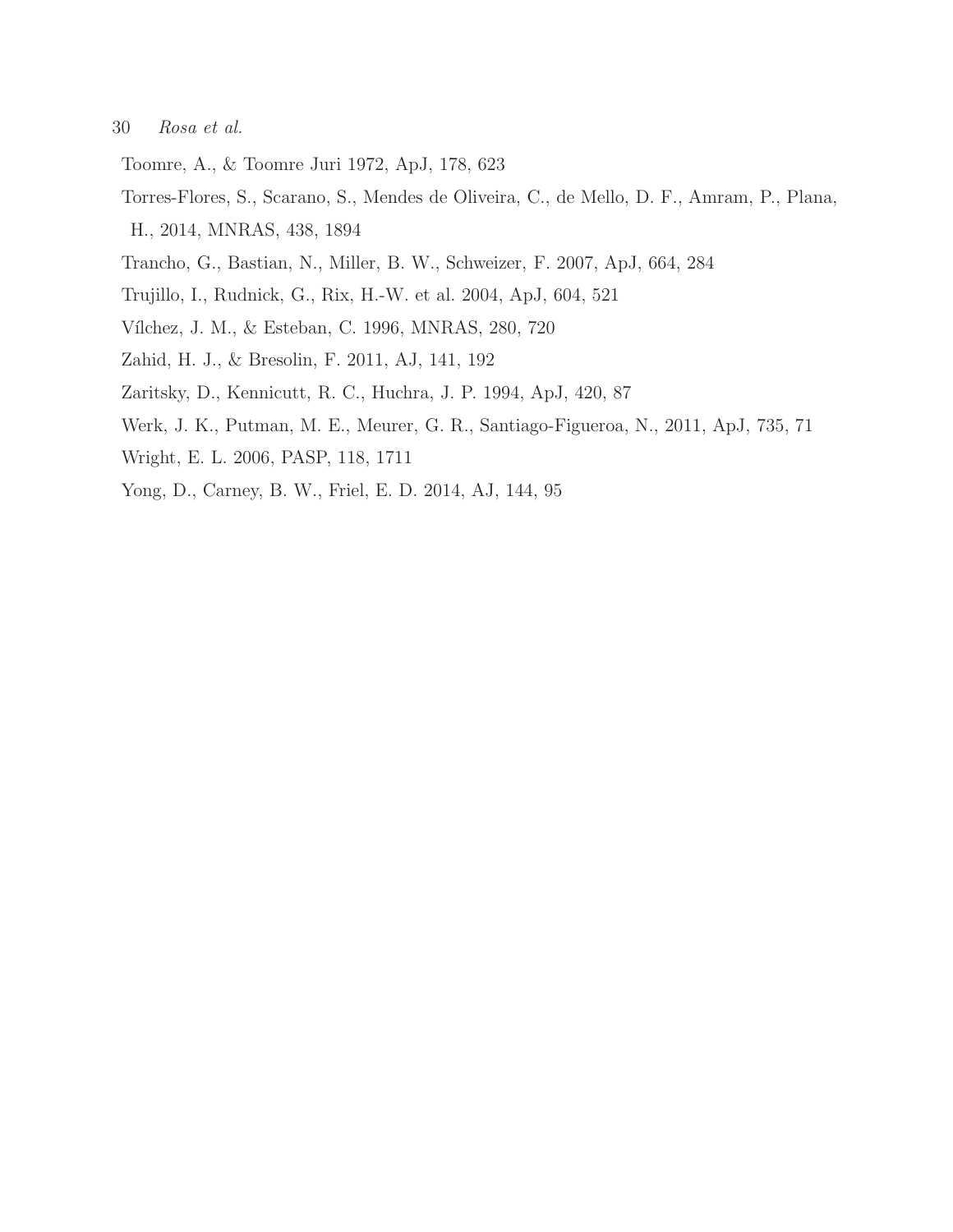Toomre, A., & Toomre Juri 1972, ApJ, 178, 623

Torres-Flores, S., Scarano, S., Mendes de Oliveira, C., de Mello, D. F., Amram, P., Plana, H., 2014, MNRAS, 438, 1894

Trancho, G., Bastian, N., Miller, B. W., Schweizer, F. 2007, ApJ, 664, 284

Trujillo, I., Rudnick, G., Rix, H.-W. et al. 2004, ApJ, 604, 521

Vílchez, J. M., & Esteban, C. 1996, MNRAS, 280, 720

Zahid, H. J., & Bresolin, F. 2011, AJ, 141, 192

Zaritsky, D., Kennicutt, R. C., Huchra, J. P. 1994, ApJ, 420, 87

Werk, J. K., Putman, M. E., Meurer, G. R., Santiago-Figueroa, N., 2011, ApJ, 735, 71

Wright, E. L. 2006, PASP, 118, 1711

Yong, D., Carney, B. W., Friel, E. D. 2014, AJ, 144, 95